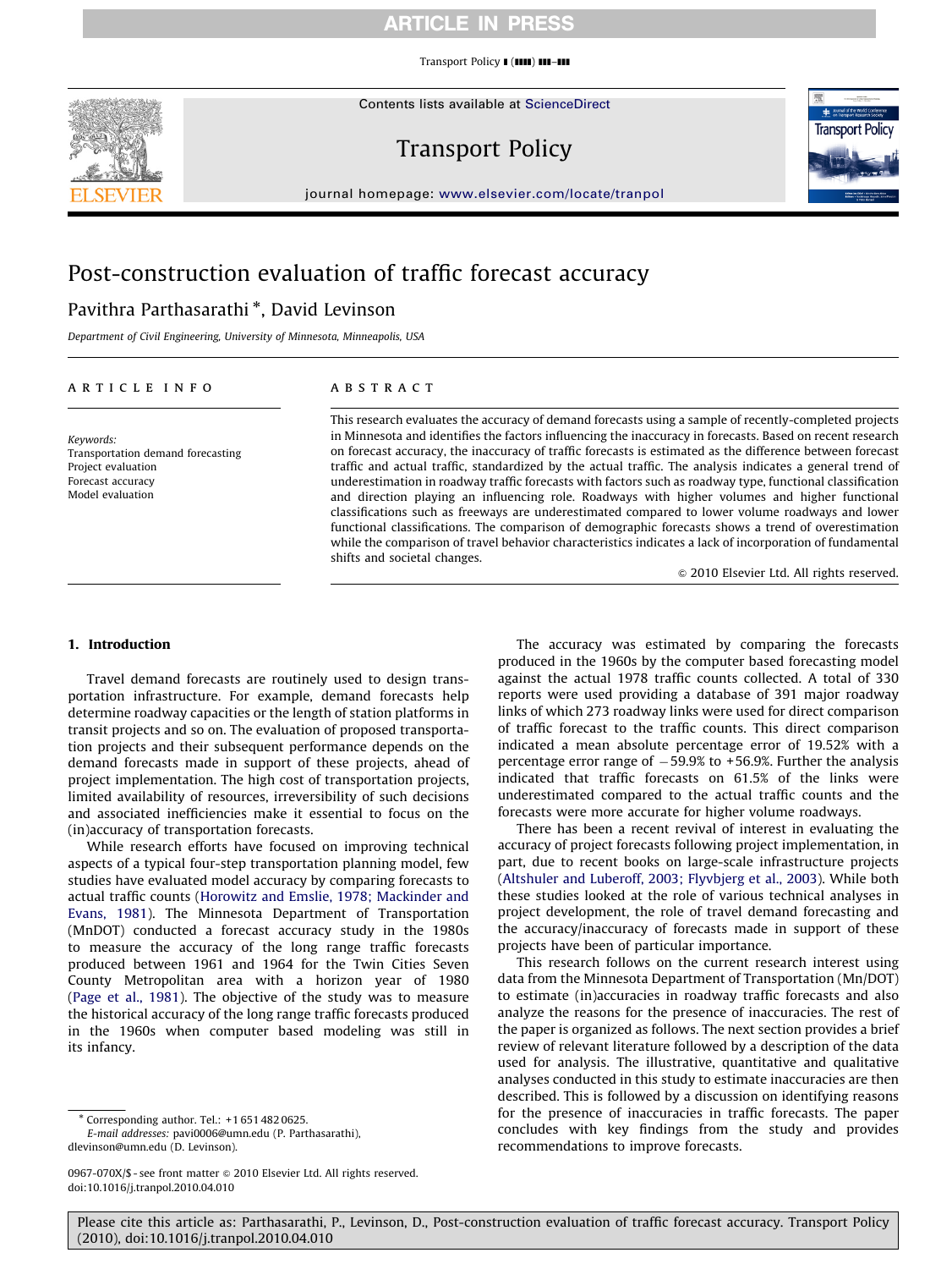# Post-construction evaluation of traffic forecast accuracy

Pavithra Parthasarathi *, David Levinson

*Department of Civil Engineering, University of Minnesota, Minneapolis, USA*

## ARTICLE INFO

*Keywords:*
Transportation demand forecasting
Project evaluation
Forecast accuracy
Model evaluation

## ABSTRACT

This research evaluates the accuracy of demand forecasts using a sample of recently-completed projects in Minnesota and identifies the factors influencing the inaccuracy in forecasts. Based on recent research on forecast accuracy, the inaccuracy of traffic forecasts is estimated as the difference between forecast traffic and actual traffic, standardized by the actual traffic. The analysis indicates a general trend of underestimation in roadway traffic forecasts with factors such as roadway type, functional classification and direction playing an influencing role. Roadways with higher volumes and higher functional classifications such as freeways are underestimated compared to lower volume roadways and lower functional classifications. The comparison of demographic forecasts shows a trend of overestimation while the comparison of travel behavior characteristics indicates a lack of incorporation of fundamental shifts and societal changes.

© 2010 Elsevier Ltd. All rights reserved.

## 1. Introduction

Travel demand forecasts are routinely used to design transportation infrastructure. For example, demand forecasts help determine roadway capacities or the length of station platforms in transit projects and so on. The evaluation of proposed transportation projects and their subsequent performance depends on the demand forecasts made in support of these projects, ahead of project implementation. The high cost of transportation projects, limited availability of resources, irreversibility of such decisions and associated inefficiencies make it essential to focus on the (in)accuracy of transportation forecasts.

While research efforts have focused on improving technical aspects of a typical four-step transportation planning model, few studies have evaluated model accuracy by comparing forecasts to actual traffic counts (Horowitz and Emslie, 1978; Mackinder and Evans, 1981). The Minnesota Department of Transportation (MnDOT) conducted a forecast accuracy study in the 1980s to measure the accuracy of the long range traffic forecasts produced between 1961 and 1964 for the Twin Cities Seven County Metropolitan area with a horizon year of 1980 (Page et al., 1981). The objective of the study was to measure the historical accuracy of the long range traffic forecasts produced in the 1960s when computer based modeling was still in its infancy.

The accuracy was estimated by comparing the forecasts produced in the 1960s by the computer based forecasting model against the actual 1978 traffic counts collected. A total of 330 reports were used providing a database of 391 major roadway links of which 273 roadway links were used for direct comparison of traffic forecast to the traffic counts. This direct comparison indicated a mean absolute percentage error of 19.52% with a percentage error range of −59.9% to +56.9%. Further the analysis indicated that traffic forecasts on 61.5% of the links were underestimated compared to the actual traffic counts and the forecasts were more accurate for higher volume roadways.

There has been a recent revival of interest in evaluating the accuracy of project forecasts following project implementation, in part, due to recent books on large-scale infrastructure projects (Altshuler and Luberoff, 2003; Flyvbjerg et al., 2003). While both these studies looked at the role of various technical analyses in project development, the role of travel demand forecasting and the accuracy/inaccuracy of forecasts made in support of these projects have been of particular importance.

This research follows on the current research interest using data from the Minnesota Department of Transportation (Mn/DOT) to estimate (in)accuracies in roadway traffic forecasts and also analyze the reasons for the presence of inaccuracies. The rest of the paper is organized as follows. The next section provides a brief review of relevant literature followed by a description of the data used for analysis. The illustrative, quantitative and qualitative analyses conducted in this study to estimate inaccuracies are then described. This is followed by a discussion on identifying reasons for the presence of inaccuracies in traffic forecasts. The paper concludes with key findings from the study and provides recommendations to improve forecasts.

* Corresponding author. Tel.: +1 651 482 0625.
*E-mail addresses:* pavi0006@umn.edu (P. Parthasarathi), dlevinson@umn.edu (D. Levinson).

0967-070X/$ - see front matter © 2010 Elsevier Ltd. All rights reserved.
doi:10.1016/j.tranpol.2010.04.010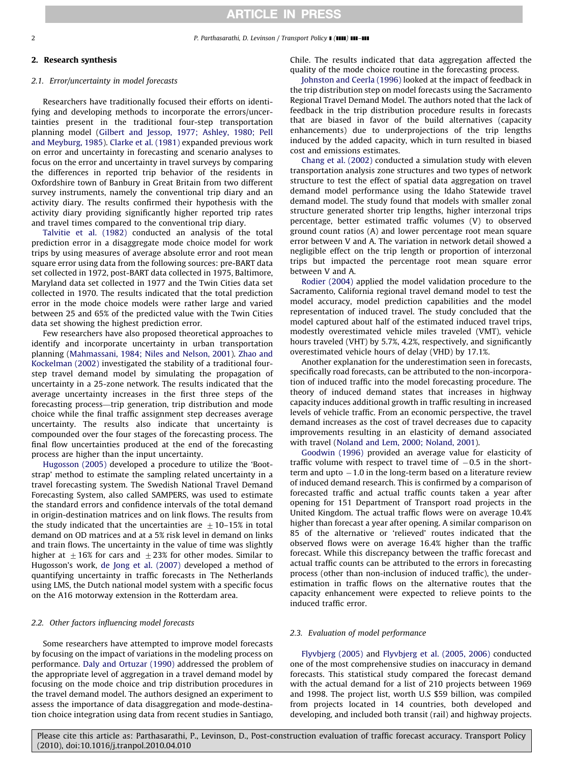## 2. Research synthesis

### 2.1. Error/uncertainty in model forecasts

Researchers have traditionally focused their efforts on identifying and developing methods to incorporate the errors/uncertainties present in the traditional four-step transportation planning model (Gilbert and Jessop, 1977; Ashley, 1980; Pell and Meyburg, 1985). Clarke et al. (1981) expanded previous work on error and uncertainty in forecasting and scenario analyses to focus on the error and uncertainty in travel surveys by comparing the differences in reported trip behavior of the residents in Oxfordshire town of Banbury in Great Britain from two different survey instruments, namely the conventional trip diary and an activity diary. The results confirmed their hypothesis with the activity diary providing significantly higher reported trip rates and travel times compared to the conventional trip diary.

Talvitie et al. (1982) conducted an analysis of the total prediction error in a disaggregate mode choice model for work trips by using measures of average absolute error and root mean square error using data from the following sources: pre-BART data set collected in 1972, post-BART data collected in 1975, Baltimore, Maryland data set collected in 1977 and the Twin Cities data set collected in 1970. The results indicated that the total prediction error in the mode choice models were rather large and varied between 25 and 65% of the predicted value with the Twin Cities data set showing the highest prediction error.

Few researchers have also proposed theoretical approaches to identify and incorporate uncertainty in urban transportation planning (Mahmassani, 1984; Niles and Nelson, 2001). Zhao and Kockelman (2002) investigated the stability of a traditional four-step travel demand model by simulating the propagation of uncertainty in a 25-zone network. The results indicated that the average uncertainty increases in the first three steps of the forecasting process—trip generation, trip distribution and mode choice while the final traffic assignment step decreases average uncertainty. The results also indicate that uncertainty is compounded over the four stages of the forecasting process. The final flow uncertainties produced at the end of the forecasting process are higher than the input uncertainty.

Hugosson (2005) developed a procedure to utilize the 'Bootstrap' method to estimate the sampling related uncertainty in a travel forecasting system. The Swedish National Travel Demand Forecasting System, also called SAMPERS, was used to estimate the standard errors and confidence intervals of the total demand in origin-destination matrices and on link flows. The results from the study indicated that the uncertainties are $\pm 10$–15% in total demand on OD matrices and at a 5% risk level in demand on links and train flows. The uncertainty in the value of time was slightly higher at $\pm 16\%$ for cars and $\pm 23\%$ for other modes. Similar to Hugosson's work, de Jong et al. (2007) developed a method of quantifying uncertainty in traffic forecasts in The Netherlands using LMS, the Dutch national model system with a specific focus on the A16 motorway extension in the Rotterdam area.

### 2.2. Other factors influencing model forecasts

Some researchers have attempted to improve model forecasts by focusing on the impact of variations in the modeling process on performance. Daly and Ortuzar (1990) addressed the problem of the appropriate level of aggregation in a travel demand model by focusing on the mode choice and trip distribution procedures in the travel demand model. The authors designed an experiment to assess the importance of data disaggregation and mode-destination choice integration using data from recent studies in Santiago, Chile. The results indicated that data aggregation affected the quality of the mode choice routine in the forecasting process.

Johnston and Ceerla (1996) looked at the impact of feedback in the trip distribution step on model forecasts using the Sacramento Regional Travel Demand Model. The authors noted that the lack of feedback in the trip distribution procedure results in forecasts that are biased in favor of the build alternatives (capacity enhancements) due to underprojections of the trip lengths induced by the added capacity, which in turn resulted in biased cost and emissions estimates.

Chang et al. (2002) conducted a simulation study with eleven transportation analysis zone structures and two types of network structure to test the effect of spatial data aggregation on travel demand model performance using the Idaho Statewide travel demand model. The study found that models with smaller zonal structure generated shorter trip lengths, higher interzonal trips percentage, better estimated traffic volumes (V) to observed ground count ratios (A) and lower percentage root mean square error between V and A. The variation in network detail showed a negligible effect on the trip length or proportion of interzonal trips but impacted the percentage root mean square error between V and A.

Rodier (2004) applied the model validation procedure to the Sacramento, California regional travel demand model to test the model accuracy, model prediction capabilities and the model representation of induced travel. The study concluded that the model captured about half of the estimated induced travel trips, modestly overestimated vehicle miles traveled (VMT), vehicle hours traveled (VHT) by 5.7%, 4.2%, respectively, and significantly overestimated vehicle hours of delay (VHD) by 17.1%.

Another explanation for the underestimation seen in forecasts, specifically road forecasts, can be attributed to the non-incorporation of induced traffic into the model forecasting procedure. The theory of induced demand states that increases in highway capacity induces additional growth in traffic resulting in increased levels of vehicle traffic. From an economic perspective, the travel demand increases as the cost of travel decreases due to capacity improvements resulting in an elasticity of demand associated with travel (Noland and Lem, 2000; Noland, 2001).

Goodwin (1996) provided an average value for elasticity of traffic volume with respect to travel time of $-0.5$ in the short-term and upto $-1.0$ in the long-term based on a literature review of induced demand research. This is confirmed by a comparison of forecasted traffic and actual traffic counts taken a year after opening for 151 Department of Transport road projects in the United Kingdom. The actual traffic flows were on average 10.4% higher than forecast a year after opening. A similar comparison on 85 of the alternative or 'relieved' routes indicated that the observed flows were on average 16.4% higher than the traffic forecast. While this discrepancy between the traffic forecast and actual traffic counts can be attributed to the errors in forecasting process (other than non-inclusion of induced traffic), the underestimation in traffic flows on the alternative routes that the capacity enhancement were expected to relieve points to the induced traffic error.

### 2.3. Evaluation of model performance

Flyvbjerg (2005) and Flyvbjerg et al. (2005, 2006) conducted one of the most comprehensive studies on inaccuracy in demand forecasts. This statistical study compared the forecast demand with the actual demand for a list of 210 projects between 1969 and 1998. The project list, worth U.S $59 billion, was compiled from projects located in 14 countries, both developed and developing, and included both transit (rail) and highway projects.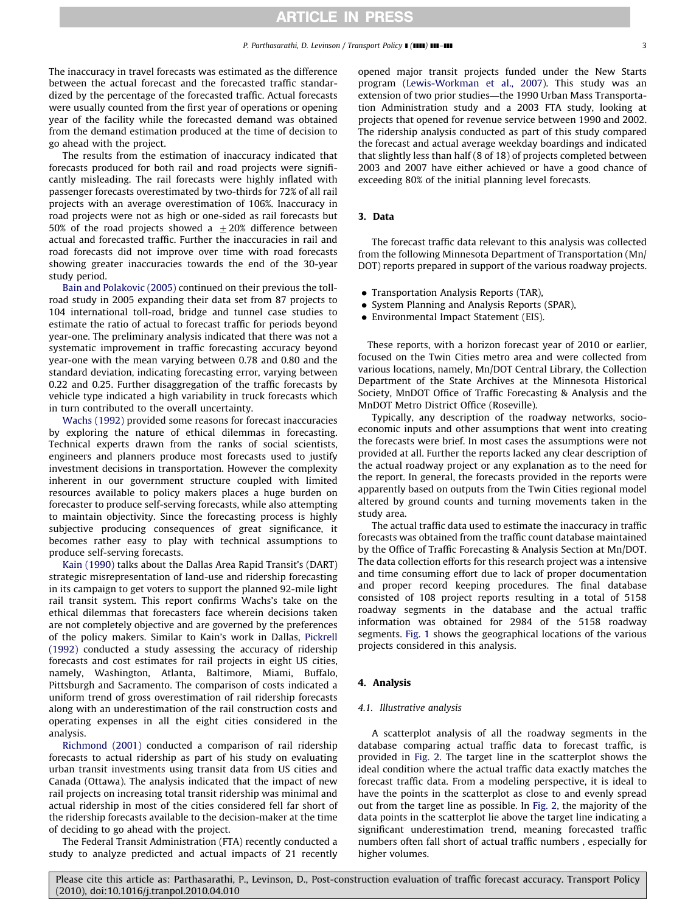The inaccuracy in travel forecasts was estimated as the difference between the actual forecast and the forecasted traffic standardized by the percentage of the forecasted traffic. Actual forecasts were usually counted from the first year of operations or opening year of the facility while the forecasted demand was obtained from the demand estimation produced at the time of decision to go ahead with the project.

The results from the estimation of inaccuracy indicated that forecasts produced for both rail and road projects were significantly misleading. The rail forecasts were highly inflated with passenger forecasts overestimated by two-thirds for 72% of all rail projects with an average overestimation of 106%. Inaccuracy in road projects were not as high or one-sided as rail forecasts but 50% of the road projects showed a $\pm 20\%$ difference between actual and forecasted traffic. Further the inaccuracies in rail and road forecasts did not improve over time with road forecasts showing greater inaccuracies towards the end of the 30-year study period.

Bain and Polakovic (2005) continued on their previous the toll-road study in 2005 expanding their data set from 87 projects to 104 international toll-road, bridge and tunnel case studies to estimate the ratio of actual to forecast traffic for periods beyond year-one. The preliminary analysis indicated that there was not a systematic improvement in traffic forecasting accuracy beyond year-one with the mean varying between 0.78 and 0.80 and the standard deviation, indicating forecasting error, varying between 0.22 and 0.25. Further disaggregation of the traffic forecasts by vehicle type indicated a high variability in truck forecasts which in turn contributed to the overall uncertainty.

Wachs (1992) provided some reasons for forecast inaccuracies by exploring the nature of ethical dilemmas in forecasting. Technical experts drawn from the ranks of social scientists, engineers and planners produce most forecasts used to justify investment decisions in transportation. However the complexity inherent in our government structure coupled with limited resources available to policy makers places a huge burden on forecaster to produce self-serving forecasts, while also attempting to maintain objectivity. Since the forecasting process is highly subjective producing consequences of great significance, it becomes rather easy to play with technical assumptions to produce self-serving forecasts.

Kain (1990) talks about the Dallas Area Rapid Transit's (DART) strategic misrepresentation of land-use and ridership forecasting in its campaign to get voters to support the planned 92-mile light rail transit system. This report confirms Wachs's take on the ethical dilemmas that forecasters face wherein decisions taken are not completely objective and are governed by the preferences of the policy makers. Similar to Kain's work in Dallas, Pickrell (1992) conducted a study assessing the accuracy of ridership forecasts and cost estimates for rail projects in eight US cities, namely, Washington, Atlanta, Baltimore, Miami, Buffalo, Pittsburgh and Sacramento. The comparison of costs indicated a uniform trend of gross overestimation of rail ridership forecasts along with an underestimation of the rail construction costs and operating expenses in all the eight cities considered in the analysis.

Richmond (2001) conducted a comparison of rail ridership forecasts to actual ridership as part of his study on evaluating urban transit investments using transit data from US cities and Canada (Ottawa). The analysis indicated that the impact of new rail projects on increasing total transit ridership was minimal and actual ridership in most of the cities considered fell far short of the ridership forecasts available to the decision-maker at the time of deciding to go ahead with the project.

The Federal Transit Administration (FTA) recently conducted a study to analyze predicted and actual impacts of 21 recently opened major transit projects funded under the New Starts program (Lewis-Workman et al., 2007). This study was an extension of two prior studies—the 1990 Urban Mass Transportation Administration study and a 2003 FTA study, looking at projects that opened for revenue service between 1990 and 2002. The ridership analysis conducted as part of this study compared the forecast and actual average weekday boardings and indicated that slightly less than half (8 of 18) of projects completed between 2003 and 2007 have either achieved or have a good chance of exceeding 80% of the initial planning level forecasts.

## 3. Data

The forecast traffic data relevant to this analysis was collected from the following Minnesota Department of Transportation (Mn/DOT) reports prepared in support of the various roadway projects.

- Transportation Analysis Reports (TAR),
- System Planning and Analysis Reports (SPAR),
- Environmental Impact Statement (EIS).

These reports, with a horizon forecast year of 2010 or earlier, focused on the Twin Cities metro area and were collected from various locations, namely, Mn/DOT Central Library, the Collection Department of the State Archives at the Minnesota Historical Society, MnDOT Office of Traffic Forecasting & Analysis and the MnDOT Metro District Office (Roseville).

Typically, any description of the roadway networks, socio-economic inputs and other assumptions that went into creating the forecasts were brief. In most cases the assumptions were not provided at all. Further the reports lacked any clear description of the actual roadway project or any explanation as to the need for the report. In general, the forecasts provided in the reports were apparently based on outputs from the Twin Cities regional model altered by ground counts and turning movements taken in the study area.

The actual traffic data used to estimate the inaccuracy in traffic forecasts was obtained from the traffic count database maintained by the Office of Traffic Forecasting & Analysis Section at Mn/DOT. The data collection efforts for this research project was a intensive and time consuming effort due to lack of proper documentation and proper record keeping procedures. The final database consisted of 108 project reports resulting in a total of 5158 roadway segments in the database and the actual traffic information was obtained for 2984 of the 5158 roadway segments. Fig. 1 shows the geographical locations of the various projects considered in this analysis.

## 4. Analysis

### 4.1. Illustrative analysis

A scatterplot analysis of all the roadway segments in the database comparing actual traffic data to forecast traffic, is provided in Fig. 2. The target line in the scatterplot shows the ideal condition where the actual traffic data exactly matches the forecast traffic data. From a modeling perspective, it is ideal to have the points in the scatterplot as close to and evenly spread out from the target line as possible. In Fig. 2, the majority of the data points in the scatterplot lie above the target line indicating a significant underestimation trend, meaning forecasted traffic numbers often fall short of actual traffic numbers , especially for higher volumes.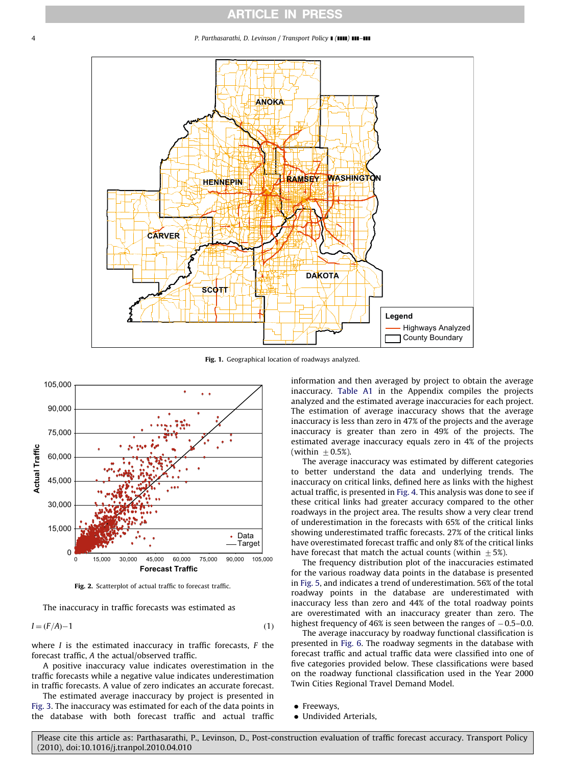Fig. 1. Geographical location of roadways analyzed.

Fig. 2. Scatterplot of actual traffic to forecast traffic.

The inaccuracy in traffic forecasts was estimated as

$$I = (F/A) - 1 \tag{1}$$

where $I$ is the estimated inaccuracy in traffic forecasts, $F$ the forecast traffic, $A$ the actual/observed traffic.

A positive inaccuracy value indicates overestimation in the traffic forecasts while a negative value indicates underestimation in traffic forecasts. A value of zero indicates an accurate forecast.

The estimated average inaccuracy by project is presented in Fig. 3. The inaccuracy was estimated for each of the data points in the database with both forecast traffic and actual traffic information and then averaged by project to obtain the average inaccuracy. Table A1 in the Appendix compiles the projects analyzed and the estimated average inaccuracies for each project. The estimation of average inaccuracy shows that the average inaccuracy is less than zero in 47% of the projects and the average inaccuracy is greater than zero in 49% of the projects. The estimated average inaccuracy equals zero in 4% of the projects (within $\pm 0.5\%$).

The average inaccuracy was estimated by different categories to better understand the data and underlying trends. The inaccuracy on critical links, defined here as links with the highest actual traffic, is presented in Fig. 4. This analysis was done to see if these critical links had greater accuracy compared to the other roadways in the project area. The results show a very clear trend of underestimation in the forecasts with 65% of the critical links showing underestimated traffic forecasts. 27% of the critical links have overestimated forecast traffic and only 8% of the critical links have forecast that match the actual counts (within $\pm 5\%$).

The frequency distribution plot of the inaccuracies estimated for the various roadway data points in the database is presented in Fig. 5, and indicates a trend of underestimation. 56% of the total roadway points in the database are underestimated with inaccuracy less than zero and 44% of the total roadway points are overestimated with an inaccuracy greater than zero. The highest frequency of 46% is seen between the ranges of $-0.5$–0.0.

The average inaccuracy by roadway functional classification is presented in Fig. 6. The roadway segments in the database with forecast traffic and actual traffic data were classified into one of five categories provided below. These classifications were based on the roadway functional classification used in the Year 2000 Twin Cities Regional Travel Demand Model.

- Freeways,
- Undivided Arterials,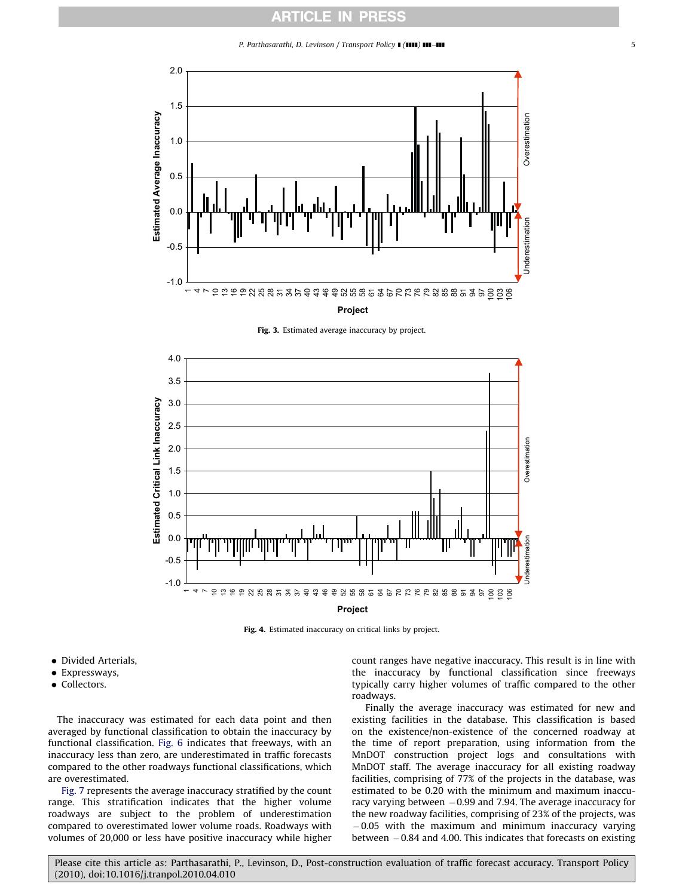Fig. 3. Estimated average inaccuracy by project.

Fig. 4. Estimated inaccuracy on critical links by project.

- Divided Arterials,
- Expressways,
- Collectors.

The inaccuracy was estimated for each data point and then averaged by functional classification to obtain the inaccuracy by functional classification. Fig. 6 indicates that freeways, with an inaccuracy less than zero, are underestimated in traffic forecasts compared to the other roadways functional classifications, which are overestimated.

Fig. 7 represents the average inaccuracy stratified by the count range. This stratification indicates that the higher volume roadways are subject to the problem of underestimation compared to overestimated lower volume roads. Roadways with volumes of 20,000 or less have positive inaccuracy while higher count ranges have negative inaccuracy. This result is in line with the inaccuracy by functional classification since freeways typically carry higher volumes of traffic compared to the other roadways.

Finally the average inaccuracy was estimated for new and existing facilities in the database. This classification is based on the existence/non-existence of the concerned roadway at the time of report preparation, using information from the MnDOT construction project logs and consultations with MnDOT staff. The average inaccuracy for all existing roadway facilities, comprising of 77% of the projects in the database, was estimated to be 0.20 with the minimum and maximum inaccuracy varying between −0.99 and 7.94. The average inaccuracy for the new roadway facilities, comprising of 23% of the projects, was −0.05 with the maximum and minimum inaccuracy varying between −0.84 and 4.00. This indicates that forecasts on existing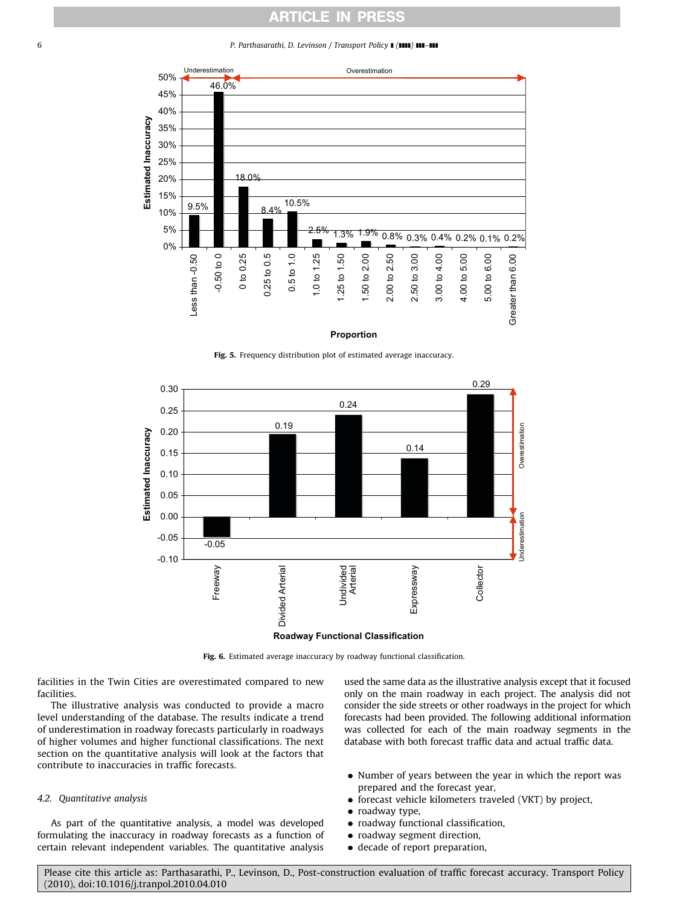**Fig. 5.** Frequency distribution plot of estimated average inaccuracy.

**Fig. 6.** Estimated average inaccuracy by roadway functional classification.

facilities in the Twin Cities are overestimated compared to new facilities.

The illustrative analysis was conducted to provide a macro level understanding of the database. The results indicate a trend of underestimation in roadway forecasts particularly in roadways of higher volumes and higher functional classifications. The next section on the quantitative analysis will look at the factors that contribute to inaccuracies in traffic forecasts.

### 4.2. Quantitative analysis

As part of the quantitative analysis, a model was developed formulating the inaccuracy in roadway forecasts as a function of certain relevant independent variables. The quantitative analysis used the same data as the illustrative analysis except that it focused only on the main roadway in each project. The analysis did not consider the side streets or other roadways in the project for which forecasts had been provided. The following additional information was collected for each of the main roadway segments in the database with both forecast traffic data and actual traffic data.

- Number of years between the year in which the report was prepared and the forecast year,
- forecast vehicle kilometers traveled (VKT) by project,
- roadway type,
- roadway functional classification,
- roadway segment direction,
- decade of report preparation,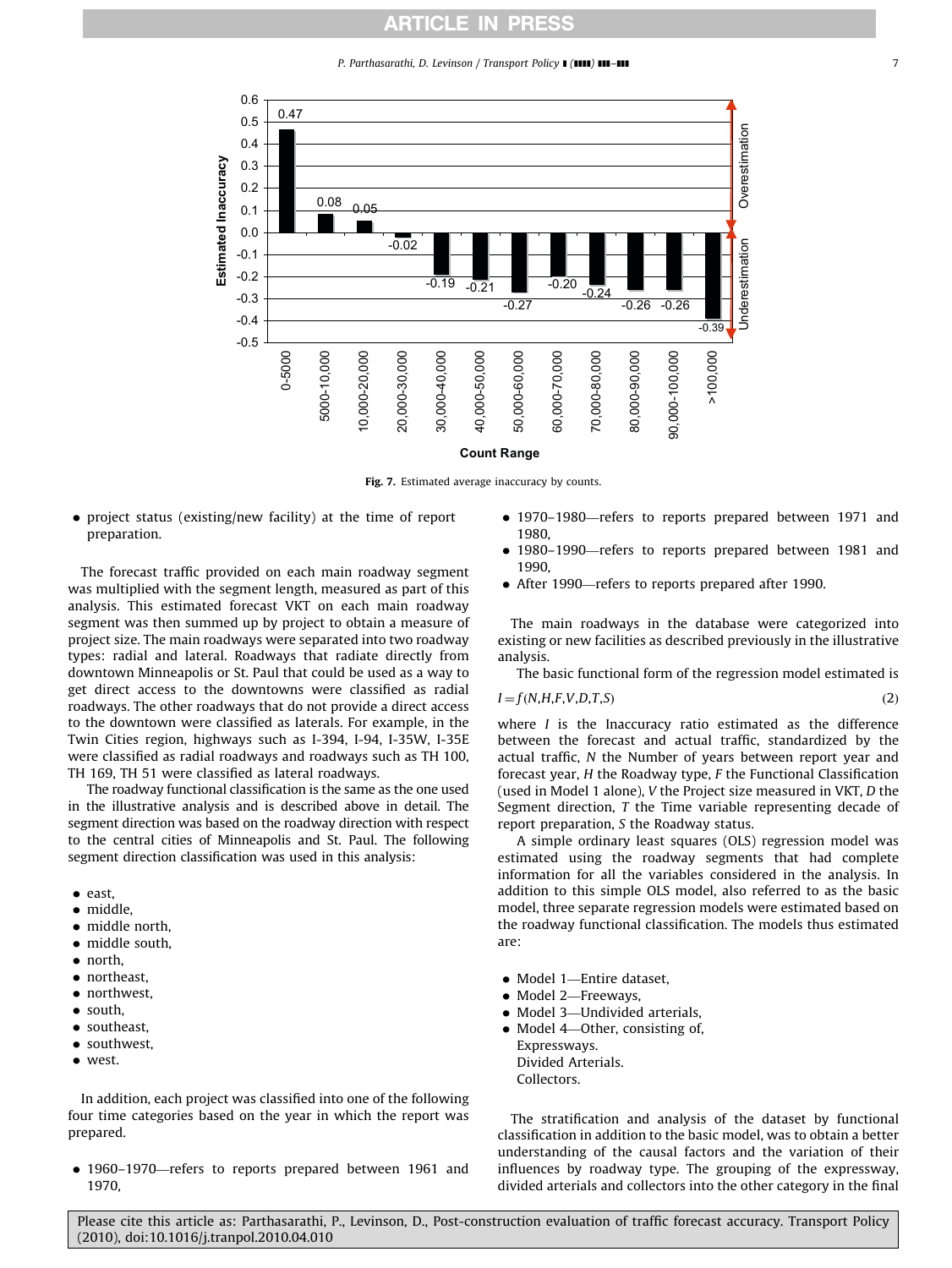Fig. 7. Estimated average inaccuracy by counts.

- project status (existing/new facility) at the time of report preparation.

The forecast traffic provided on each main roadway segment was multiplied with the segment length, measured as part of this analysis. This estimated forecast VKT on each main roadway segment was then summed up by project to obtain a measure of project size. The main roadways were separated into two roadway types: radial and lateral. Roadways that radiate directly from downtown Minneapolis or St. Paul that could be used as a way to get direct access to the downtowns were classified as radial roadways. The other roadways that do not provide a direct access to the downtown were classified as laterals. For example, in the Twin Cities region, highways such as I-394, I-94, I-35W, I-35E were classified as radial roadways and roadways such as TH 100, TH 169, TH 51 were classified as lateral roadways.

The roadway functional classification is the same as the one used in the illustrative analysis and is described above in detail. The segment direction was based on the roadway direction with respect to the central cities of Minneapolis and St. Paul. The following segment direction classification was used in this analysis:

- east,
- middle,
- middle north,
- middle south,
- north,
- northeast,
- northwest,
- south,
- southeast,
- southwest,
- west.

In addition, each project was classified into one of the following four time categories based on the year in which the report was prepared.

- 1960–1970—refers to reports prepared between 1961 and 1970,
- 1970–1980—refers to reports prepared between 1971 and 1980,
- 1980–1990—refers to reports prepared between 1981 and 1990,
- After 1990—refers to reports prepared after 1990.

The main roadways in the database were categorized into existing or new facilities as described previously in the illustrative analysis.

The basic functional form of the regression model estimated is

$$I = f(N,H,F,V,D,T,S) \tag{2}$$

where $I$ is the Inaccuracy ratio estimated as the difference between the forecast and actual traffic, standardized by the actual traffic, $N$ the Number of years between report year and forecast year, $H$ the Roadway type, $F$ the Functional Classification (used in Model 1 alone), $V$ the Project size measured in VKT, $D$ the Segment direction, $T$ the Time variable representing decade of report preparation, $S$ the Roadway status.

A simple ordinary least squares (OLS) regression model was estimated using the roadway segments that had complete information for all the variables considered in the analysis. In addition to this simple OLS model, also referred to as the basic model, three separate regression models were estimated based on the roadway functional classification. The models thus estimated are:

- Model 1—Entire dataset,
- Model 2—Freeways,
- Model 3—Undivided arterials,
- Model 4—Other, consisting of,
  Expressways.
  Divided Arterials.
  Collectors.

The stratification and analysis of the dataset by functional classification in addition to the basic model, was to obtain a better understanding of the causal factors and the variation of their influences by roadway type. The grouping of the expressway, divided arterials and collectors into the other category in the final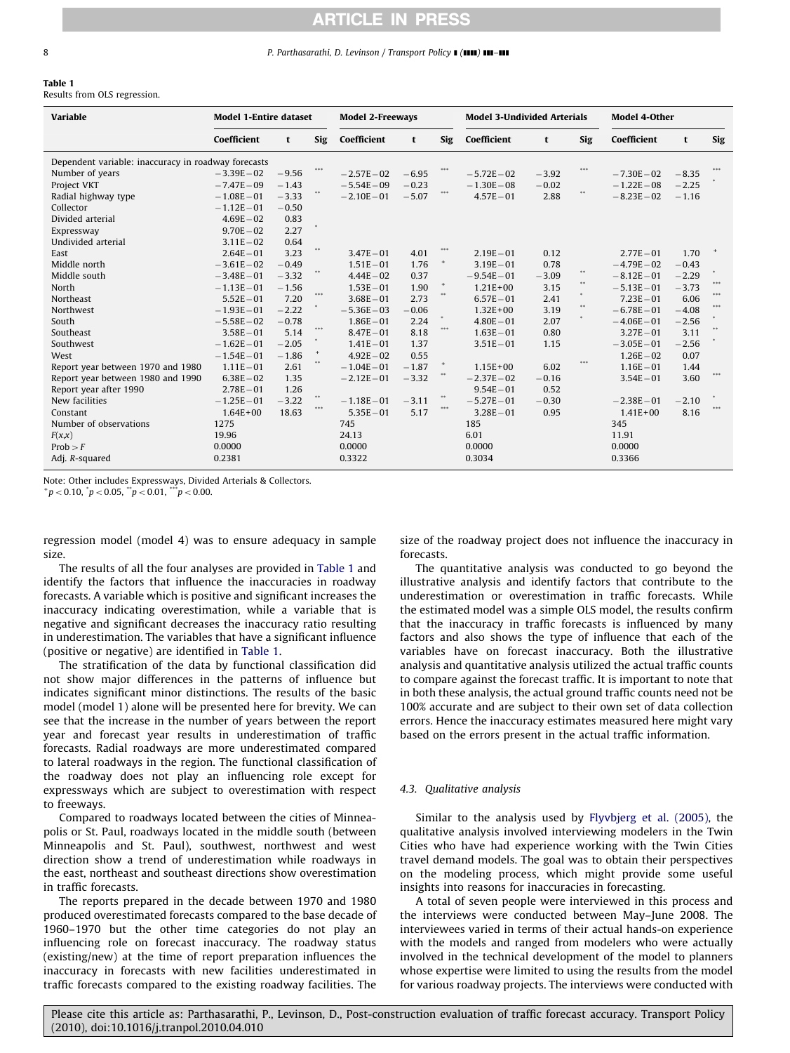**Table 1**
Results from OLS regression.

| Variable | Model 1-Entire dataset | | | Model 2-Freeways | | | Model 3-Undivided Arterials | | | Model 4-Other | | |
|---|---|---|---|---|---|---|---|---|---|---|---|---|
| | Coefficient | t | Sig | Coefficient | t | Sig | Coefficient | t | Sig | Coefficient | t | Sig |
| Dependent variable: inaccuracy in roadway forecasts | | | | | | | | | | | | |
| Number of years | −3.39E−02 | −9.56 | *** | −2.57E−02 | −6.95 | *** | −5.72E−02 | −3.92 | *** | −7.30E−02 | −8.35 | *** |
| Project VKT | −7.47E−09 | −1.43 | | −5.54E−09 | −0.23 | | −1.30E−08 | −0.02 | | −1.22E−08 | −2.25 | * |
| Radial highway type | −1.08E−01 | −3.33 | ** | −2.10E−01 | −5.07 | *** | 4.57E−01 | 2.88 | ** | −8.23E−02 | −1.16 | |
| Collector | −1.12E−01 | −0.50 | | | | | | | | | | |
| Divided arterial | 4.69E−02 | 0.83 | | | | | | | | | | |
| Expressway | 9.70E−02 | 2.27 | * | | | | | | | | | |
| Undivided arterial | 3.11E−02 | 0.64 | | | | | | | | | | |
| East | 2.64E−01 | 3.23 | ** | 3.47E−01 | 4.01 | *** | 2.19E−01 | 0.12 | | 2.77E−01 | 1.70 | + |
| Middle north | −3.61E−02 | −0.49 | | 1.51E−01 | 1.76 | + | 3.19E−01 | 0.78 | | −4.79E−02 | −0.43 | |
| Middle south | −3.48E−01 | −3.32 | ** | 4.44E−02 | 0.37 | | −9.54E−01 | −3.09 | ** | −8.12E−01 | −2.29 | * |
| North | −1.13E−01 | −1.56 | | 1.53E−01 | 1.90 | + | 1.21E+00 | 3.15 | ** | −5.13E−01 | −3.73 | *** |
| Northeast | 5.52E−01 | 7.20 | *** | 3.68E−01 | 2.73 | ** | 6.57E−01 | 2.41 | * | 7.23E−01 | 6.06 | *** |
| Northwest | −1.93E−01 | −2.22 | * | −5.36E−03 | −0.06 | | 1.32E+00 | 3.19 | ** | −6.78E−01 | −4.08 | *** |
| South | −5.58E−02 | −0.78 | | 1.86E−01 | 2.24 | * | 4.80E−01 | 2.07 | * | −4.06E−01 | −2.56 | * |
| Southeast | 3.58E−01 | 5.14 | *** | 8.47E−01 | 8.18 | *** | 1.63E−01 | 0.80 | | 3.27E−01 | 3.11 | ** |
| Southwest | −1.62E−01 | −2.05 | * | 1.41E−01 | 1.37 | | 3.51E−01 | 1.15 | | −3.05E−01 | −2.56 | * |
| West | −1.54E−01 | −1.86 | + | 4.92E−02 | 0.55 | | | | | 1.26E−02 | 0.07 | |
| Report year between 1970 and 1980 | 1.11E−01 | 2.61 | ** | −1.04E−01 | −1.87 | + | 1.15E+00 | 6.02 | *** | 1.16E−01 | 1.44 | |
| Report year between 1980 and 1990 | 6.38E−02 | 1.35 | | −2.12E−01 | −3.32 | ** | −2.37E−02 | −0.16 | | 3.54E−01 | 3.60 | *** |
| Report year after 1990 | 2.78E−01 | 1.26 | | | | | 9.54E−01 | 0.52 | | | | |
| New facilities | −1.25E−01 | −3.22 | ** | −1.18E−01 | −3.11 | ** | −5.27E−01 | −0.30 | | −2.38E−01 | −2.10 | * |
| Constant | 1.64E+00 | 18.63 | *** | 5.35E−01 | 5.17 | *** | 3.28E−01 | 0.95 | | 1.41E+00 | 8.16 | *** |
| Number of observations | 1275 | | | 745 | | | 185 | | | 345 | | |
| $F(x,x)$ | 19.96 | | | 24.13 | | | 6.01 | | | 11.91 | | |
| Prob > F | 0.0000 | | | 0.0000 | | | 0.0000 | | | 0.0000 | | |
| Adj. $R$-squared | 0.2381 | | | 0.3322 | | | 0.3034 | | | 0.3366 | | |

Note: Other includes Expressways, Divided Arterials & Collectors.
+ $p<0.10$, * $p<0.05$, ** $p<0.01$, *** $p<0.00$.

regression model (model 4) was to ensure adequacy in sample size.

The results of all the four analyses are provided in Table 1 and identify the factors that influence the inaccuracies in roadway forecasts. A variable which is positive and significant increases the inaccuracy indicating overestimation, while a variable that is negative and significant decreases the inaccuracy ratio resulting in underestimation. The variables that have a significant influence (positive or negative) are identified in Table 1.

The stratification of the data by functional classification did not show major differences in the patterns of influence but indicates significant minor distinctions. The results of the basic model (model 1) alone will be presented here for brevity. We can see that the increase in the number of years between the report year and forecast year results in underestimation of traffic forecasts. Radial roadways are more underestimated compared to lateral roadways in the region. The functional classification of the roadway does not play an influencing role except for expressways which are subject to overestimation with respect to freeways.

Compared to roadways located between the cities of Minneapolis or St. Paul, roadways located in the middle south (between Minneapolis and St. Paul), southwest, northwest and west direction show a trend of underestimation while roadways in the east, northeast and southeast directions show overestimation in traffic forecasts.

The reports prepared in the decade between 1970 and 1980 produced overestimated forecasts compared to the base decade of 1960–1970 but the other time categories do not play an influencing role on forecast inaccuracy. The roadway status (existing/new) at the time of report preparation influences the inaccuracy in forecasts with new facilities underestimated in traffic forecasts compared to the existing roadway facilities. The size of the roadway project does not influence the inaccuracy in forecasts.

The quantitative analysis was conducted to go beyond the illustrative analysis and identify factors that contribute to the underestimation or overestimation in traffic forecasts. While the estimated model was a simple OLS model, the results confirm that the inaccuracy in traffic forecasts is influenced by many factors and also shows the type of influence that each of the variables have on forecast inaccuracy. Both the illustrative analysis and quantitative analysis utilized the actual traffic counts to compare against the forecast traffic. It is important to note that in both these analysis, the actual ground traffic counts need not be 100% accurate and are subject to their own set of data collection errors. Hence the inaccuracy estimates measured here might vary based on the errors present in the actual traffic information.

### 4.3. Qualitative analysis

Similar to the analysis used by Flyvbjerg et al. (2005), the qualitative analysis involved interviewing modelers in the Twin Cities who have had experience working with the Twin Cities travel demand models. The goal was to obtain their perspectives on the modeling process, which might provide some useful insights into reasons for inaccuracies in forecasting.

A total of seven people were interviewed in this process and the interviews were conducted between May–June 2008. The interviewees varied in terms of their actual hands-on experience with the models and ranged from modelers who were actually involved in the technical development of the model to planners whose expertise were limited to using the results from the model for various roadway projects. The interviews were conducted with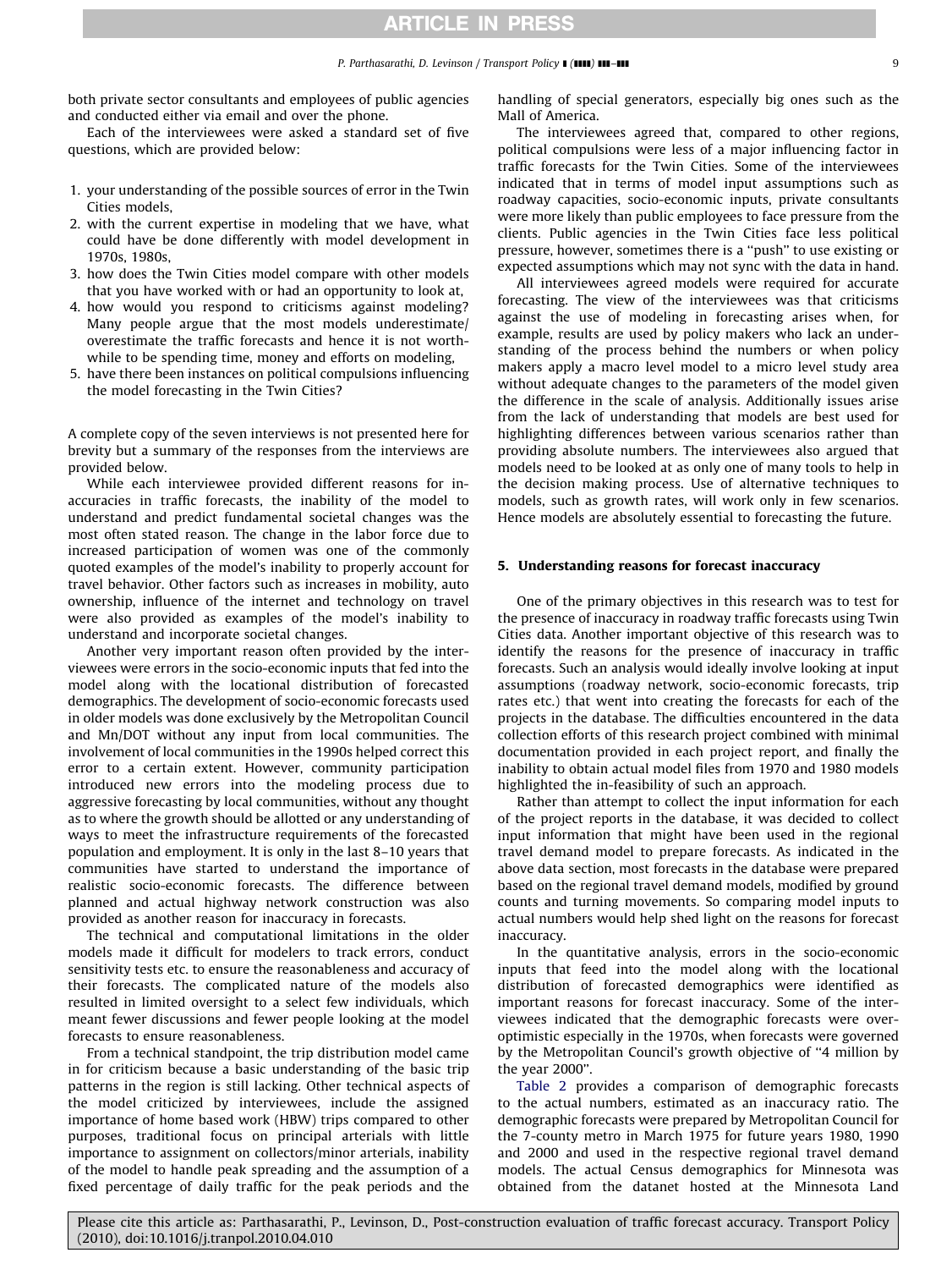both private sector consultants and employees of public agencies and conducted either via email and over the phone.

Each of the interviewees were asked a standard set of five questions, which are provided below:

1. your understanding of the possible sources of error in the Twin Cities models,
2. with the current expertise in modeling that we have, what could have be done differently with model development in 1970s, 1980s,
3. how does the Twin Cities model compare with other models that you have worked with or had an opportunity to look at,
4. how would you respond to criticisms against modeling? Many people argue that the most models underestimate/overestimate the traffic forecasts and hence it is not worthwhile to be spending time, money and efforts on modeling,
5. have there been instances on political compulsions influencing the model forecasting in the Twin Cities?

A complete copy of the seven interviews is not presented here for brevity but a summary of the responses from the interviews are provided below.

While each interviewee provided different reasons for inaccuracies in traffic forecasts, the inability of the model to understand and predict fundamental societal changes was the most often stated reason. The change in the labor force due to increased participation of women was one of the commonly quoted examples of the model's inability to properly account for travel behavior. Other factors such as increases in mobility, auto ownership, influence of the internet and technology on travel were also provided as examples of the model's inability to understand and incorporate societal changes.

Another very important reason often provided by the interviewees were errors in the socio-economic inputs that fed into the model along with the locational distribution of forecasted demographics. The development of socio-economic forecasts used in older models was done exclusively by the Metropolitan Council and Mn/DOT without any input from local communities. The involvement of local communities in the 1990s helped correct this error to a certain extent. However, community participation introduced new errors into the modeling process due to aggressive forecasting by local communities, without any thought as to where the growth should be allotted or any understanding of ways to meet the infrastructure requirements of the forecasted population and employment. It is only in the last 8–10 years that communities have started to understand the importance of realistic socio-economic forecasts. The difference between planned and actual highway network construction was also provided as another reason for inaccuracy in forecasts.

The technical and computational limitations in the older models made it difficult for modelers to track errors, conduct sensitivity tests etc. to ensure the reasonableness and accuracy of their forecasts. The complicated nature of the models also resulted in limited oversight to a select few individuals, which meant fewer discussions and fewer people looking at the model forecasts to ensure reasonableness.

From a technical standpoint, the trip distribution model came in for criticism because a basic understanding of the basic trip patterns in the region is still lacking. Other technical aspects of the model criticized by interviewees, include the assigned importance of home based work (HBW) trips compared to other purposes, traditional focus on principal arterials with little importance to assignment on collectors/minor arterials, inability of the model to handle peak spreading and the assumption of a fixed percentage of daily traffic for the peak periods and the handling of special generators, especially big ones such as the Mall of America.

The interviewees agreed that, compared to other regions, political compulsions were less of a major influencing factor in traffic forecasts for the Twin Cities. Some of the interviewees indicated that in terms of model input assumptions such as roadway capacities, socio-economic inputs, private consultants were more likely than public employees to face pressure from the clients. Public agencies in the Twin Cities face less political pressure, however, sometimes there is a "push" to use existing or expected assumptions which may not sync with the data in hand.

All interviewees agreed models were required for accurate forecasting. The view of the interviewees was that criticisms against the use of modeling in forecasting arises when, for example, results are used by policy makers who lack an understanding of the process behind the numbers or when policy makers apply a macro level model to a micro level study area without adequate changes to the parameters of the model given the difference in the scale of analysis. Additionally issues arise from the lack of understanding that models are best used for highlighting differences between various scenarios rather than providing absolute numbers. The interviewees also argued that models need to be looked at as only one of many tools to help in the decision making process. Use of alternative techniques to models, such as growth rates, will work only in few scenarios. Hence models are absolutely essential to forecasting the future.

## 5. Understanding reasons for forecast inaccuracy

One of the primary objectives in this research was to test for the presence of inaccuracy in roadway traffic forecasts using Twin Cities data. Another important objective of this research was to identify the reasons for the presence of inaccuracy in traffic forecasts. Such an analysis would ideally involve looking at input assumptions (roadway network, socio-economic forecasts, trip rates etc.) that went into creating the forecasts for each of the projects in the database. The difficulties encountered in the data collection efforts of this research project combined with minimal documentation provided in each project report, and finally the inability to obtain actual model files from 1970 and 1980 models highlighted the in-feasibility of such an approach.

Rather than attempt to collect the input information for each of the project reports in the database, it was decided to collect input information that might have been used in the regional travel demand model to prepare forecasts. As indicated in the above data section, most forecasts in the database were prepared based on the regional travel demand models, modified by ground counts and turning movements. So comparing model inputs to actual numbers would help shed light on the reasons for forecast inaccuracy.

In the quantitative analysis, errors in the socio-economic inputs that feed into the model along with the locational distribution of forecasted demographics were identified as important reasons for forecast inaccuracy. Some of the interviewees indicated that the demographic forecasts were over-optimistic especially in the 1970s, when forecasts were governed by the Metropolitan Council's growth objective of "4 million by the year 2000".

Table 2 provides a comparison of demographic forecasts to the actual numbers, estimated as an inaccuracy ratio. The demographic forecasts were prepared by Metropolitan Council for the 7-county metro in March 1975 for future years 1980, 1990 and 2000 and used in the respective regional travel demand models. The actual Census demographics for Minnesota was obtained from the datanet hosted at the Minnesota Land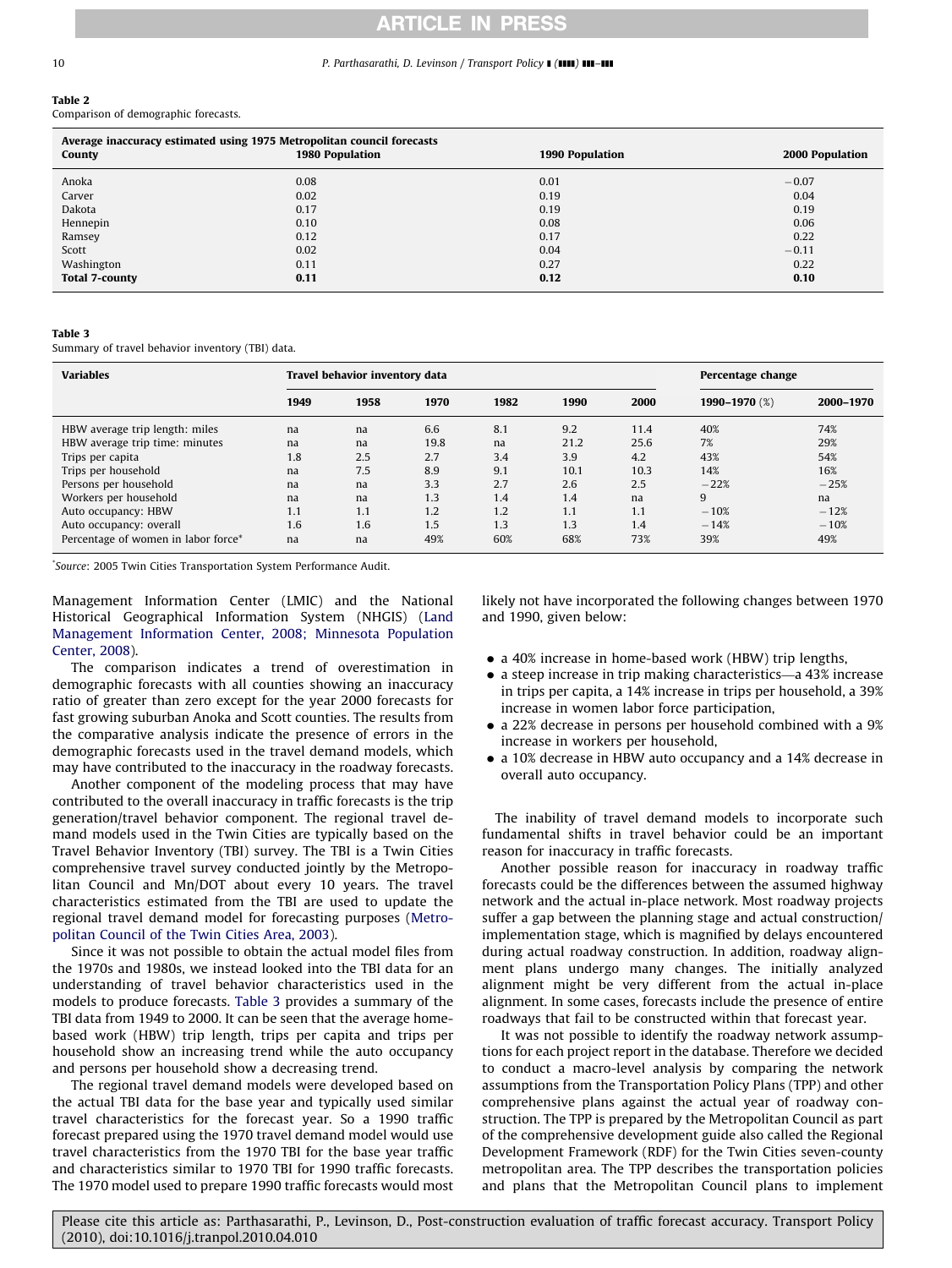**Table 2**
Comparison of demographic forecasts.

| Average inaccuracy estimated using 1975 Metropolitan council forecasts County | 1980 Population | 1990 Population | 2000 Population |
|---|---|---|---|
| Anoka | 0.08 | 0.01 | −0.07 |
| Carver | 0.02 | 0.19 | 0.04 |
| Dakota | 0.17 | 0.19 | 0.19 |
| Hennepin | 0.10 | 0.08 | 0.06 |
| Ramsey | 0.12 | 0.17 | 0.22 |
| Scott | 0.02 | 0.04 | −0.11 |
| Washington | 0.11 | 0.27 | 0.22 |
| **Total 7-county** | **0.11** | **0.12** | **0.10** |

**Table 3**
Summary of travel behavior inventory (TBI) data.

| Variables | Travel behavior inventory data | | | | | | Percentage change | |
|---|---|---|---|---|---|---|---|---|
| | 1949 | 1958 | 1970 | 1982 | 1990 | 2000 | 1990–1970 (%) | 2000–1970 |
| HBW average trip length: miles | na | na | 6.6 | 8.1 | 9.2 | 11.4 | 40% | 74% |
| HBW average trip time: minutes | na | na | 19.8 | na | 21.2 | 25.6 | 7% | 29% |
| Trips per capita | 1.8 | 2.5 | 2.7 | 3.4 | 3.9 | 4.2 | 43% | 54% |
| Trips per household | na | 7.5 | 8.9 | 9.1 | 10.1 | 10.3 | 14% | 16% |
| Persons per household | na | na | 3.3 | 2.7 | 2.6 | 2.5 | −22% | −25% |
| Workers per household | na | na | 1.3 | 1.4 | 1.4 | na | 9 | na |
| Auto occupancy: HBW | 1.1 | 1.1 | 1.2 | 1.2 | 1.1 | 1.1 | −10% | −12% |
| Auto occupancy: overall | 1.6 | 1.6 | 1.5 | 1.3 | 1.3 | 1.4 | −14% | −10% |
| Percentage of women in labor force* | na | na | 49% | 60% | 68% | 73% | 39% | 49% |

*Source: 2005 Twin Cities Transportation System Performance Audit.

Management Information Center (LMIC) and the National Historical Geographical Information System (NHGIS) (Land Management Information Center, 2008; Minnesota Population Center, 2008).

The comparison indicates a trend of overestimation in demographic forecasts with all counties showing an inaccuracy ratio of greater than zero except for the year 2000 forecasts for fast growing suburban Anoka and Scott counties. The results from the comparative analysis indicate the presence of errors in the demographic forecasts used in the travel demand models, which may have contributed to the inaccuracy in the roadway forecasts.

Another component of the modeling process that may have contributed to the overall inaccuracy in traffic forecasts is the trip generation/travel behavior component. The regional travel demand models used in the Twin Cities are typically based on the Travel Behavior Inventory (TBI) survey. The TBI is a Twin Cities comprehensive travel survey conducted jointly by the Metropolitan Council and Mn/DOT about every 10 years. The travel characteristics estimated from the TBI are used to update the regional travel demand model for forecasting purposes (Metropolitan Council of the Twin Cities Area, 2003).

Since it was not possible to obtain the actual model files from the 1970s and 1980s, we instead looked into the TBI data for an understanding of travel behavior characteristics used in the models to produce forecasts. Table 3 provides a summary of the TBI data from 1949 to 2000. It can be seen that the average home-based work (HBW) trip length, trips per capita and trips per household show an increasing trend while the auto occupancy and persons per household show a decreasing trend.

The regional travel demand models were developed based on the actual TBI data for the base year and typically used similar travel characteristics for the forecast year. So a 1990 traffic forecast prepared using the 1970 travel demand model would use travel characteristics from the 1970 TBI for the base year traffic and characteristics similar to 1970 TBI for 1990 traffic forecasts. The 1970 model used to prepare 1990 traffic forecasts would most likely not have incorporated the following changes between 1970 and 1990, given below:

- a 40% increase in home-based work (HBW) trip lengths,
- a steep increase in trip making characteristics—a 43% increase in trips per capita, a 14% increase in trips per household, a 39% increase in women labor force participation,
- a 22% decrease in persons per household combined with a 9% increase in workers per household,
- a 10% decrease in HBW auto occupancy and a 14% decrease in overall auto occupancy.

The inability of travel demand models to incorporate such fundamental shifts in travel behavior could be an important reason for inaccuracy in traffic forecasts.

Another possible reason for inaccuracy in roadway traffic forecasts could be the differences between the assumed highway network and the actual in-place network. Most roadway projects suffer a gap between the planning stage and actual construction/implementation stage, which is magnified by delays encountered during actual roadway construction. In addition, roadway alignment plans undergo many changes. The initially analyzed alignment might be very different from the actual in-place alignment. In some cases, forecasts include the presence of entire roadways that fail to be constructed within that forecast year.

It was not possible to identify the roadway network assumptions for each project report in the database. Therefore we decided to conduct a macro-level analysis by comparing the network assumptions from the Transportation Policy Plans (TPP) and other comprehensive plans against the actual year of roadway construction. The TPP is prepared by the Metropolitan Council as part of the comprehensive development guide also called the Regional Development Framework (RDF) for the Twin Cities seven-county metropolitan area. The TPP describes the transportation policies and plans that the Metropolitan Council plans to implement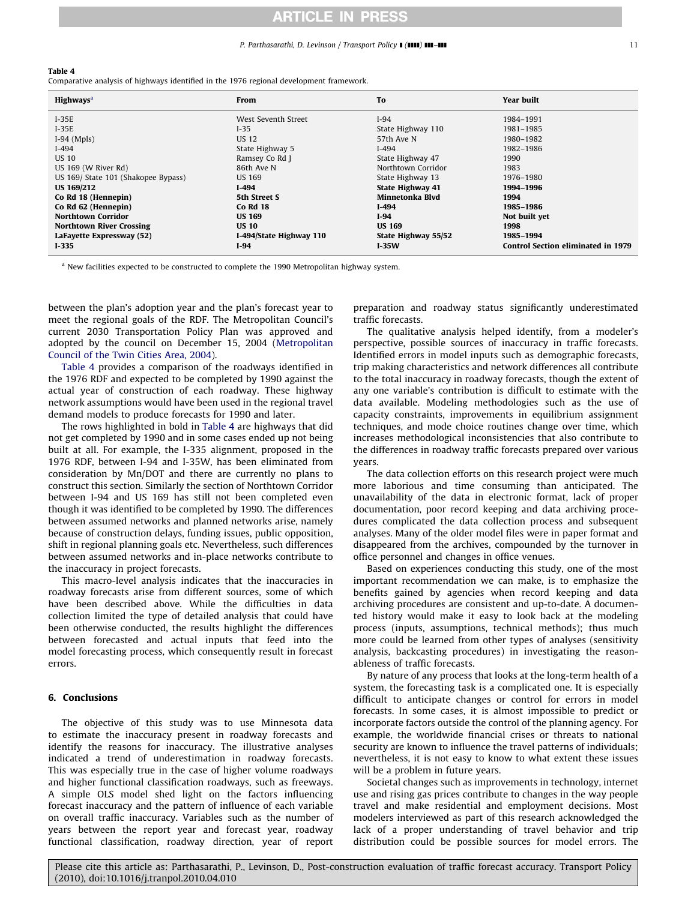**Table 4**
Comparative analysis of highways identified in the 1976 regional development framework.

| Highways[a] | From | To | Year built |
|---|---|---|---|
| I-35E | West Seventh Street | I-94 | 1984–1991 |
| I-35E | I-35 | State Highway 110 | 1981–1985 |
| I-94 (Mpls) | US 12 | 57th Ave N | 1980–1982 |
| I-494 | State Highway 5 | I-494 | 1982–1986 |
| US 10 | Ramsey Co Rd J | State Highway 47 | 1990 |
| US 169 (W River Rd) | 86th Ave N | Northtown Corridor | 1983 |
| US 169/ State 101 (Shakopee Bypass) | US 169 | State Highway 13 | 1976–1980 |
| **US 169/212** | **I-494** | **State Highway 41** | **1994–1996** |
| **Co Rd 18 (Hennepin)** | **5th Street S** | **Minnetonka Blvd** | **1994** |
| **Co Rd 62 (Hennepin)** | **Co Rd 18** | **I-494** | **1985–1986** |
| **Northtown Corridor** | **US 169** | **I-94** | **Not built yet** |
| **Northtown River Crossing** | **US 10** | **US 169** | **1998** |
| **LaFayette Expressway (52)** | **I-494/State Highway 110** | **State Highway 55/52** | **1985–1994** |
| **I-335** | **I-94** | **I-35W** | **Control Section eliminated in 1979** |

[a] New facilities expected to be constructed to complete the 1990 Metropolitan highway system.

between the plan's adoption year and the plan's forecast year to meet the regional goals of the RDF. The Metropolitan Council's current 2030 Transportation Policy Plan was approved and adopted by the council on December 15, 2004 (Metropolitan Council of the Twin Cities Area, 2004).

Table 4 provides a comparison of the roadways identified in the 1976 RDF and expected to be completed by 1990 against the actual year of construction of each roadway. These highway network assumptions would have been used in the regional travel demand models to produce forecasts for 1990 and later.

The rows highlighted in bold in Table 4 are highways that did not get completed by 1990 and in some cases ended up not being built at all. For example, the I-335 alignment, proposed in the 1976 RDF, between I-94 and I-35W, has been eliminated from consideration by Mn/DOT and there are currently no plans to construct this section. Similarly the section of Northtown Corridor between I-94 and US 169 has still not been completed even though it was identified to be completed by 1990. The differences between assumed networks and planned networks arise, namely because of construction delays, funding issues, public opposition, shift in regional planning goals etc. Nevertheless, such differences between assumed networks and in-place networks contribute to the inaccuracy in project forecasts.

This macro-level analysis indicates that the inaccuracies in roadway forecasts arise from different sources, some of which have been described above. While the difficulties in data collection limited the type of detailed analysis that could have been otherwise conducted, the results highlight the differences between forecasted and actual inputs that feed into the model forecasting process, which consequently result in forecast errors.

## 6. Conclusions

The objective of this study was to use Minnesota data to estimate the inaccuracy present in roadway forecasts and identify the reasons for inaccuracy. The illustrative analyses indicated a trend of underestimation in roadway forecasts. This was especially true in the case of higher volume roadways and higher functional classification roadways, such as freeways. A simple OLS model shed light on the factors influencing forecast inaccuracy and the pattern of influence of each variable on overall traffic inaccuracy. Variables such as the number of years between the report year and forecast year, roadway functional classification, roadway direction, year of report preparation and roadway status significantly underestimated traffic forecasts.

The qualitative analysis helped identify, from a modeler's perspective, possible sources of inaccuracy in traffic forecasts. Identified errors in model inputs such as demographic forecasts, trip making characteristics and network differences all contribute to the total inaccuracy in roadway forecasts, though the extent of any one variable's contribution is difficult to estimate with the data available. Modeling methodologies such as the use of capacity constraints, improvements in equilibrium assignment techniques, and mode choice routines change over time, which increases methodological inconsistencies that also contribute to the differences in roadway traffic forecasts prepared over various years.

The data collection efforts on this research project were much more laborious and time consuming than anticipated. The unavailability of the data in electronic format, lack of proper documentation, poor record keeping and data archiving procedures complicated the data collection process and subsequent analyses. Many of the older model files were in paper format and disappeared from the archives, compounded by the turnover in office personnel and changes in office venues.

Based on experiences conducting this study, one of the most important recommendation we can make, is to emphasize the benefits gained by agencies when record keeping and data archiving procedures are consistent and up-to-date. A documented history would make it easy to look back at the modeling process (inputs, assumptions, technical methods); thus much more could be learned from other types of analyses (sensitivity analysis, backcasting procedures) in investigating the reasonableness of traffic forecasts.

By nature of any process that looks at the long-term health of a system, the forecasting task is a complicated one. It is especially difficult to anticipate changes or control for errors in model forecasts. In some cases, it is almost impossible to predict or incorporate factors outside the control of the planning agency. For example, the worldwide financial crises or threats to national security are known to influence the travel patterns of individuals; nevertheless, it is not easy to know to what extent these issues will be a problem in future years.

Societal changes such as improvements in technology, internet use and rising gas prices contribute to changes in the way people travel and make residential and employment decisions. Most modelers interviewed as part of this research acknowledged the lack of a proper understanding of travel behavior and trip distribution could be possible sources for model errors. The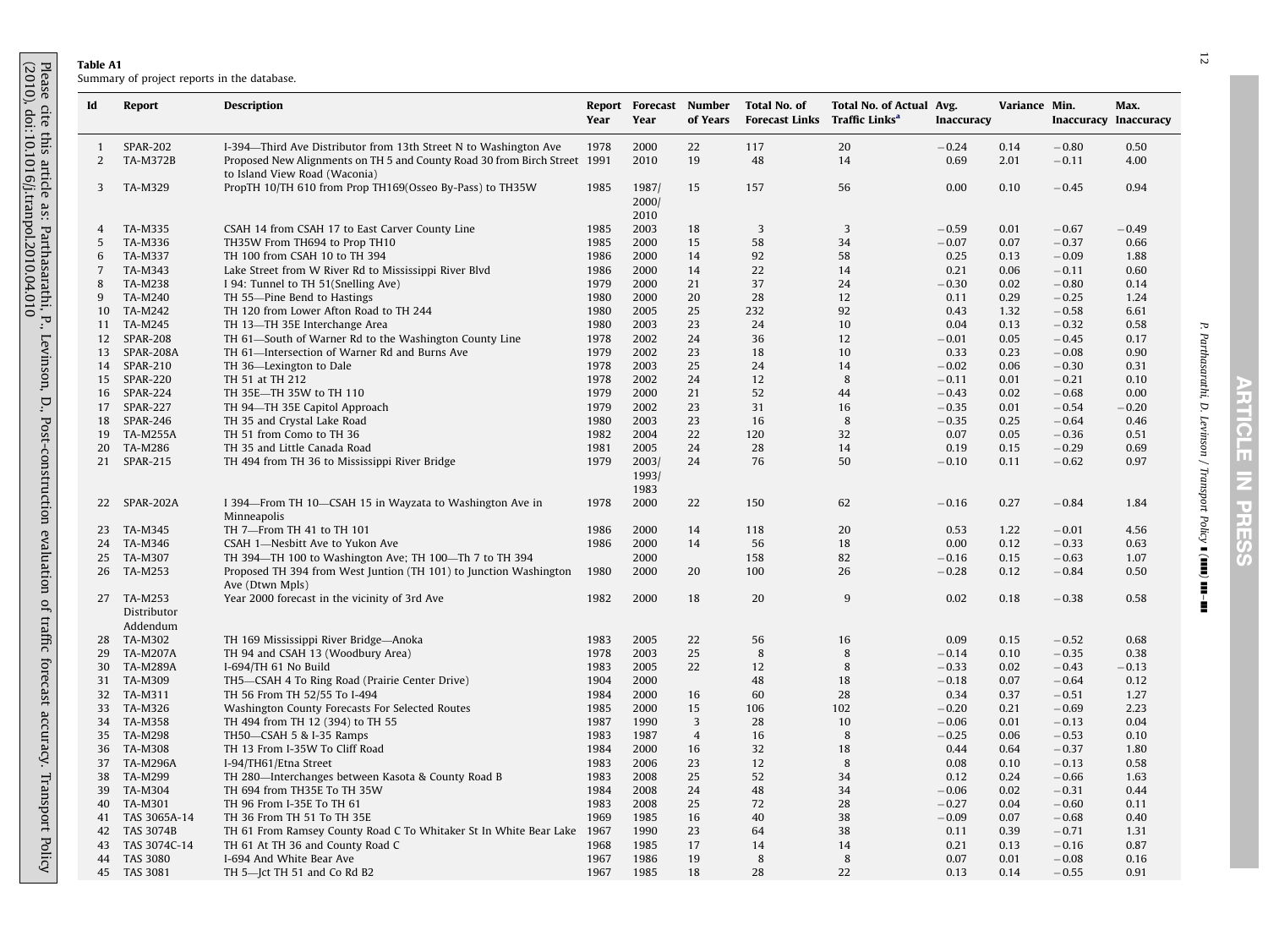**Table A1**
Summary of project reports in the database.

| Id | Report | Description | Report Year | Forecast Year | Number of Years | Total No. of Forecast Links | Total No. of Actual Traffic Links[a] | Avg. Inaccuracy | Variance | Min. Inaccuracy | Max. Inaccuracy |
|---|---|---|---|---|---|---|---|---|---|---|---|
| 1 | SPAR-202 | I-394—Third Ave Distributor from 13th Street N to Washington Ave | 1978 | 2000 | 22 | 117 | 20 | −0.24 | 0.14 | −0.80 | 0.50 |
| 2 | TA-M372B | Proposed New Alignments on TH 5 and County Road 30 from Birch Street to Island View Road (Waconia) | 1991 | 2010 | 19 | 48 | 14 | 0.69 | 2.01 | −0.11 | 4.00 |
| 3 | TA-M329 | PropTH 10/TH 610 from Prop TH169(Osseo By-Pass) to TH35W | 1985 | 1987/ 2000/ 2010 | 15 | 157 | 56 | 0.00 | 0.10 | −0.45 | 0.94 |
| 4 | TA-M335 | CSAH 14 from CSAH 17 to East Carver County Line | 1985 | 2003 | 18 | 3 | 3 | −0.59 | 0.01 | −0.67 | −0.49 |
| 5 | TA-M336 | TH35W From TH694 to Prop TH10 | 1985 | 2000 | 15 | 58 | 34 | −0.07 | 0.07 | −0.37 | 0.66 |
| 6 | TA-M337 | TH 100 from CSAH 10 to TH 394 | 1986 | 2000 | 14 | 92 | 58 | 0.25 | 0.13 | −0.09 | 1.88 |
| 7 | TA-M343 | Lake Street from W River Rd to Mississippi River Blvd | 1986 | 2000 | 14 | 22 | 14 | 0.21 | 0.06 | −0.11 | 0.60 |
| 8 | TA-M238 | I 94: Tunnel to TH 51(Snelling Ave) | 1979 | 2000 | 21 | 37 | 24 | −0.30 | 0.02 | −0.80 | 0.14 |
| 9 | TA-M240 | TH 55—Pine Bend to Hastings | 1980 | 2000 | 20 | 28 | 12 | 0.11 | 0.29 | −0.25 | 1.24 |
| 10 | TA-M242 | TH 120 from Lower Afton Road to TH 244 | 1980 | 2005 | 25 | 232 | 92 | 0.43 | 1.32 | −0.58 | 6.61 |
| 11 | TA-M245 | TH 13—TH 35E Interchange Area | 1980 | 2003 | 23 | 24 | 10 | 0.04 | 0.13 | −0.32 | 0.58 |
| 12 | SPAR-208 | TH 61—South of Warner Rd to the Washington County Line | 1978 | 2002 | 24 | 36 | 12 | −0.01 | 0.05 | −0.45 | 0.17 |
| 13 | SPAR-208A | TH 61—Intersection of Warner Rd and Burns Ave | 1979 | 2002 | 23 | 18 | 10 | 0.33 | 0.23 | −0.08 | 0.90 |
| 14 | SPAR-210 | TH 36—Lexington to Dale | 1978 | 2003 | 25 | 24 | 14 | −0.02 | 0.06 | −0.30 | 0.31 |
| 15 | SPAR-220 | TH 51 at TH 212 | 1978 | 2002 | 24 | 12 | 8 | −0.11 | 0.01 | −0.21 | 0.10 |
| 16 | SPAR-224 | TH 35E—TH 35W to TH 110 | 1979 | 2000 | 21 | 52 | 44 | −0.43 | 0.02 | −0.68 | 0.00 |
| 17 | SPAR-227 | TH 94—TH 35E Capitol Approach | 1979 | 2002 | 23 | 31 | 16 | −0.35 | 0.01 | −0.54 | −0.20 |
| 18 | SPAR-246 | TH 35 and Crystal Lake Road | 1980 | 2003 | 23 | 16 | 8 | −0.35 | 0.25 | −0.64 | 0.46 |
| 19 | TA-M255A | TH 51 from Como to TH 36 | 1982 | 2004 | 22 | 120 | 32 | 0.07 | 0.05 | −0.36 | 0.51 |
| 20 | TA-M286 | TH 35 and Little Canada Road | 1981 | 2005 | 24 | 28 | 14 | 0.19 | 0.15 | −0.29 | 0.69 |
| 21 | SPAR-215 | TH 494 from TH 36 to Mississippi River Bridge | 1979 | 2003/ 1993/ 1983 | 24 | 76 | 50 | −0.10 | 0.11 | −0.62 | 0.97 |
| 22 | SPAR-202A | I 394—From TH 10—CSAH 15 in Wayzata to Washington Ave in Minneapolis | 1978 | 2000 | 22 | 150 | 62 | −0.16 | 0.27 | −0.84 | 1.84 |
| 23 | TA-M345 | TH 7—From TH 41 to TH 101 | 1986 | 2000 | 14 | 118 | 20 | 0.53 | 1.22 | −0.01 | 4.56 |
| 24 | TA-M346 | CSAH 1—Nesbitt Ave to Yukon Ave | 1986 | 2000 | 14 | 56 | 18 | 0.00 | 0.12 | −0.33 | 0.63 |
| 25 | TA-M307 | TH 394—TH 100 to Washington Ave; TH 100—Th 7 to TH 394 | | 2000 | | 158 | 82 | −0.16 | 0.15 | −0.63 | 1.07 |
| 26 | TA-M253 | Proposed TH 394 from West Juntion (TH 101) to Junction Washington Ave (Dtwn Mpls) | 1980 | 2000 | 20 | 100 | 26 | −0.28 | 0.12 | −0.84 | 0.50 |
| 27 | TA-M253 Distributor Addendum | Year 2000 forecast in the vicinity of 3rd Ave | 1982 | 2000 | 18 | 20 | 9 | 0.02 | 0.18 | −0.38 | 0.58 |
| 28 | TA-M302 | TH 169 Mississippi River Bridge—Anoka | 1983 | 2005 | 22 | 56 | 16 | 0.09 | 0.15 | −0.52 | 0.68 |
| 29 | TA-M207A | TH 94 and CSAH 13 (Woodbury Area) | 1978 | 2003 | 25 | 8 | 8 | −0.14 | 0.10 | −0.35 | 0.38 |
| 30 | TA-M289A | I-694/TH 61 No Build | 1983 | 2005 | 22 | 12 | 8 | −0.33 | 0.02 | −0.43 | −0.13 |
| 31 | TA-M309 | TH5—CSAH 4 To Ring Road (Prairie Center Drive) | 1904 | 2000 | | 48 | 18 | −0.18 | 0.07 | −0.64 | 0.12 |
| 32 | TA-M311 | TH 56 From TH 52/55 To I-494 | 1984 | 2000 | 16 | 60 | 28 | 0.34 | 0.37 | −0.51 | 1.27 |
| 33 | TA-M326 | Washington County Forecasts For Selected Routes | 1985 | 2000 | 15 | 106 | 102 | −0.20 | 0.21 | −0.69 | 2.23 |
| 34 | TA-M358 | TH 494 from TH 12 (394) to TH 55 | 1987 | 1990 | 3 | 28 | 10 | −0.06 | 0.01 | −0.13 | 0.04 |
| 35 | TA-M298 | TH50—CSAH 5 & I-35 Ramps | 1983 | 1987 | 4 | 16 | 8 | −0.25 | 0.06 | −0.53 | 0.10 |
| 36 | TA-M308 | TH 13 From I-35W To Cliff Road | 1984 | 2000 | 16 | 32 | 18 | 0.44 | 0.64 | −0.37 | 1.80 |
| 37 | TA-M296A | I-94/TH61/Etna Street | 1983 | 2006 | 23 | 12 | 8 | 0.08 | 0.10 | −0.13 | 0.58 |
| 38 | TA-M299 | TH 280—Interchanges between Kasota & County Road B | 1983 | 2008 | 25 | 52 | 34 | 0.12 | 0.24 | −0.66 | 1.63 |
| 39 | TA-M304 | TH 694 from TH35E To TH 35W | 1984 | 2008 | 24 | 48 | 34 | −0.06 | 0.02 | −0.31 | 0.44 |
| 40 | TA-M301 | TH 96 From I-35E To TH 61 | 1983 | 2008 | 25 | 72 | 28 | −0.27 | 0.04 | −0.60 | 0.11 |
| 41 | TAS 3065A-14 | TH 36 From TH 51 To TH 35E | 1969 | 1985 | 16 | 40 | 38 | −0.09 | 0.07 | −0.68 | 0.40 |
| 42 | TAS 3074B | TH 61 From Ramsey County Road C To Whitaker St In White Bear Lake | 1967 | 1990 | 23 | 64 | 38 | 0.11 | 0.39 | −0.71 | 1.31 |
| 43 | TAS 3074C-14 | TH 61 At TH 36 and County Road C | 1968 | 1985 | 17 | 14 | 14 | 0.21 | 0.13 | −0.16 | 0.87 |
| 44 | TAS 3080 | I-694 And White Bear Ave | 1967 | 1986 | 19 | 8 | 8 | 0.07 | 0.01 | −0.08 | 0.16 |
| 45 | TAS 3081 | TH 5—Jct TH 51 and Co Rd B2 | 1967 | 1985 | 18 | 28 | 22 | 0.13 | 0.14 | −0.55 | 0.91 |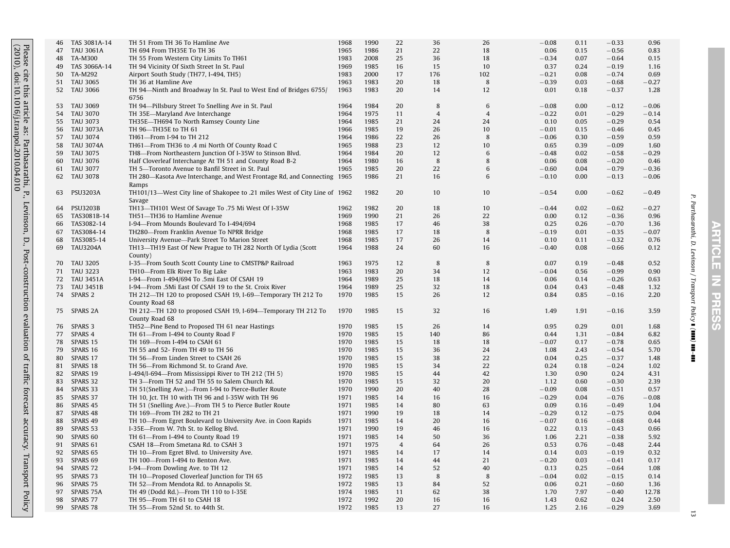| | | | | | | | | | | | |
|---|---|---|---|---|---|---|---|---|---|---|---|
| 46 | TAS 3081A-14 | TH 51 From TH 36 To Hamline Ave | 1968 | 1990 | 22 | 36 | 26 | −0.08 | 0.11 | −0.33 | 0.96 |
| 47 | TAU 3061A | TH 694 From TH35E To TH 36 | 1965 | 1986 | 21 | 22 | 18 | 0.06 | 0.15 | −0.56 | 0.83 |
| 48 | TA-M300 | TH 55 From Western City Limits To TH61 | 1983 | 2008 | 25 | 36 | 18 | −0.34 | 0.07 | −0.64 | 0.15 |
| 49 | TAS 3066A-14 | TH 94 Vicinity Of Sixth Street In St. Paul | 1969 | 1985 | 16 | 15 | 10 | 0.37 | 0.24 | −0.19 | 1.16 |
| 50 | TA-M292 | Airport South Study (TH77, I-494, TH5) | 1983 | 2000 | 17 | 176 | 102 | −0.21 | 0.08 | −0.74 | 0.69 |
| 51 | TAU 3065 | TH 36 at Hamline Ave | 1963 | 1983 | 20 | 18 | 8 | −0.39 | 0.03 | −0.68 | −0.27 |
| 52 | TAU 3066 | TH 94—Ninth and Broadway In St. Paul to West End of Bridges 6755/ 6756 | 1963 | 1983 | 20 | 14 | 12 | 0.01 | 0.18 | −0.37 | 1.28 |
| 53 | TAU 3069 | TH 94—Pillsbury Street To Snelling Ave in St. Paul | 1964 | 1984 | 20 | 8 | 6 | −0.08 | 0.00 | −0.12 | −0.06 |
| 54 | TAU 3070 | TH 35E—Maryland Ave Interchange | 1964 | 1975 | 11 | 4 | 4 | −0.22 | 0.01 | −0.29 | −0.14 |
| 55 | TAU 3073 | TH35E—TH694 To North Ramsey County Line | 1964 | 1985 | 21 | 24 | 24 | 0.10 | 0.05 | −0.29 | 0.54 |
| 56 | TAU 3073A | TH 96—TH35E to TH 61 | 1966 | 1985 | 19 | 26 | 10 | −0.01 | 0.15 | −0.46 | 0.45 |
| 57 | TAU 3074 | TH61—From I-94 to TH 212 | 1964 | 1986 | 22 | 26 | 8 | −0.06 | 0.30 | −0.59 | 0.59 |
| 58 | TAU 3074A | TH61—From TH36 to .4 mi North Of County Road C | 1965 | 1988 | 23 | 12 | 10 | 0.65 | 0.39 | −0.09 | 1.60 |
| 59 | TAU 3075 | TH8—From Northeastern Junction Of I-35W to Stinson Blvd. | 1964 | 1984 | 20 | 12 | 6 | −0.48 | 0.02 | −0.58 | −0.29 |
| 60 | TAU 3076 | Half Cloverleaf Interchange At TH 51 and County Road B-2 | 1964 | 1980 | 16 | 8 | 8 | 0.06 | 0.08 | −0.20 | 0.46 |
| 61 | TAU 3077 | TH 5—Toronto Avenue to Banfil Street in St. Paul | 1965 | 1985 | 20 | 22 | 6 | −0.60 | 0.04 | −0.79 | −0.36 |
| 62 | TAU 3078 | TH 280—Kasota Ave Interchange, and West Frontage Rd, and Connecting Ramps | 1965 | 1986 | 21 | 16 | 6 | −0.10 | 0.00 | −0.13 | −0.06 |
| 63 | PSU3203A | TH101/13—West City line of Shakopee to .21 miles West of City Line of Savage | 1962 | 1982 | 20 | 10 | 10 | −0.54 | 0.00 | −0.62 | −0.49 |
| 64 | PSU3203B | TH13—TH101 West Of Savage To .75 Mi West Of I-35W | 1962 | 1982 | 20 | 18 | 10 | −0.44 | 0.02 | −0.62 | −0.27 |
| 65 | TAS3081B-14 | TH51—TH36 to Hamline Avenue | 1969 | 1990 | 21 | 26 | 22 | 0.00 | 0.12 | −0.36 | 0.96 |
| 66 | TAS3082-14 | I-94—From Mounds Boulevard To I-494/694 | 1968 | 1985 | 17 | 46 | 38 | 0.25 | 0.26 | −0.70 | 1.36 |
| 67 | TAS3084-14 | TH280—From Franklin Avenue To NPRR Bridge | 1968 | 1985 | 17 | 18 | 8 | −0.19 | 0.01 | −0.35 | −0.07 |
| 68 | TAS3085-14 | University Avenue—Park Street To Marion Street | 1968 | 1985 | 17 | 26 | 14 | 0.10 | 0.11 | −0.32 | 0.76 |
| 69 | TAU3204A | TH13—TH19 East Of New Prague to TH 282 North Of Lydia (Scott County) | 1964 | 1988 | 24 | 60 | 16 | −0.40 | 0.08 | −0.66 | 0.12 |
| 70 | TAU 3205 | I-35—From South Scott County Line to CMSTP&P Railroad | 1963 | 1975 | 12 | 8 | 8 | 0.07 | 0.19 | −0.48 | 0.52 |
| 71 | TAU 3223 | TH10—From Elk River To Big Lake | 1963 | 1983 | 20 | 34 | 12 | −0.04 | 0.56 | −0.99 | 0.90 |
| 72 | TAU 3451A | I-94—From I-494/694 To .5mi East Of CSAH 19 | 1964 | 1989 | 25 | 18 | 14 | 0.06 | 0.14 | −0.26 | 0.63 |
| 73 | TAU 3451B | I-94—From .5Mi East Of CSAH 19 to the St. Croix River | 1964 | 1989 | 25 | 32 | 18 | 0.04 | 0.43 | −0.48 | 1.32 |
| 74 | SPARS 2 | TH 212—TH 120 to proposed CSAH 19, I-69—Temporary TH 212 To County Road 68 | 1970 | 1985 | 15 | 26 | 12 | 0.84 | 0.85 | −0.16 | 2.20 |
| 75 | SPARS 2A | TH 212—TH 120 to proposed CSAH 19, I-694—Temporary TH 212 To County Road 68 | 1970 | 1985 | 15 | 32 | 16 | 1.49 | 1.91 | −0.16 | 3.59 |
| 76 | SPARS 3 | TH52—Pine Bend to Proposed TH 61 near Hastings | 1970 | 1985 | 15 | 26 | 14 | 0.95 | 0.29 | 0.01 | 1.68 |
| 77 | SPARS 4 | TH 61—From I-494 to County Road F | 1970 | 1985 | 15 | 140 | 86 | 0.44 | 1.31 | −0.84 | 6.82 |
| 78 | SPARS 15 | TH 169—From I-494 to CSAH 61 | 1970 | 1985 | 15 | 18 | 18 | −0.07 | 0.17 | −0.78 | 0.65 |
| 79 | SPARS 16 | TH 55 and 52- From TH 49 to TH 56 | 1970 | 1985 | 15 | 36 | 24 | 1.08 | 2.43 | −0.54 | 5.70 |
| 80 | SPARS 17 | TH 56—From Linden Street to CSAH 26 | 1970 | 1985 | 15 | 38 | 22 | 0.04 | 0.25 | −0.37 | 1.48 |
| 81 | SPARS 18 | TH 56—From Richmond St. to Grand Ave. | 1970 | 1985 | 15 | 34 | 22 | 0.24 | 0.18 | −0.24 | 1.02 |
| 82 | SPARS 19 | I-494/I-694—From Mississippi River to TH 212 (TH 5) | 1970 | 1985 | 15 | 44 | 42 | 1.30 | 0.90 | 0.24 | 4.31 |
| 83 | SPARS 32 | TH 3—From TH 52 and TH 55 to Salem Church Rd. | 1970 | 1985 | 15 | 32 | 20 | 1.12 | 0.60 | −0.30 | 2.39 |
| 84 | SPARS 33 | TH 51(Snelling Ave.)—From I-94 to Pierce-Butler Route | 1970 | 1990 | 20 | 40 | 28 | −0.09 | 0.08 | −0.51 | 0.57 |
| 85 | SPARS 37 | TH 10, Jct. TH 10 with TH 96 and I-35W with TH 96 | 1971 | 1985 | 14 | 16 | 16 | −0.29 | 0.04 | −0.76 | −0.08 |
| 86 | SPARS 45 | TH 51 (Snelling Ave.)—From TH 5 to Pierce Butler Route | 1971 | 1985 | 14 | 80 | 63 | 0.09 | 0.16 | −0.49 | 1.04 |
| 87 | SPARS 48 | TH 169—From TH 282 to TH 21 | 1971 | 1990 | 19 | 18 | 14 | −0.29 | 0.12 | −0.75 | 0.04 |
| 88 | SPARS 49 | TH 10—From Egret Boulevard to University Ave. in Coon Rapids | 1971 | 1985 | 14 | 20 | 16 | −0.07 | 0.16 | −0.68 | 0.44 |
| 89 | SPARS 53 | I-35E—From W. 7th St. to Kellog Blvd. | 1971 | 1990 | 19 | 46 | 16 | 0.22 | 0.13 | −0.43 | 0.66 |
| 90 | SPARS 60 | TH 61—From I-494 to County Road 19 | 1971 | 1985 | 14 | 50 | 36 | 1.06 | 2.21 | −0.38 | 5.92 |
| 91 | SPARS 61 | CSAH 18—From Smetana Rd. to CSAH 3 | 1971 | 1975 | 4 | 64 | 26 | 0.53 | 0.76 | −0.48 | 2.44 |
| 92 | SPARS 65 | TH 10—From Egret Blvd. to University Ave. | 1971 | 1985 | 14 | 17 | 14 | 0.14 | 0.03 | −0.19 | 0.32 |
| 93 | SPARS 69 | TH 100—From I-494 to Benton Ave. | 1971 | 1985 | 14 | 44 | 21 | −0.20 | 0.03 | −0.41 | 0.17 |
| 94 | SPARS 72 | I-94—From Dowling Ave. to TH 12 | 1971 | 1985 | 14 | 52 | 40 | 0.13 | 0.25 | −0.64 | 1.08 |
| 95 | SPARS 73 | TH 10—Proposed Cloverleaf Junction for TH 65 | 1972 | 1985 | 13 | 8 | 8 | −0.04 | 0.02 | −0.15 | 0.14 |
| 96 | SPARS 75 | TH 52—From Mendota Rd. to Annapolis St. | 1972 | 1985 | 13 | 84 | 52 | 0.06 | 0.21 | −0.60 | 1.36 |
| 97 | SPARS 75A | TH 49 (Dodd Rd.)—From TH 110 to I-35E | 1974 | 1985 | 11 | 62 | 38 | 1.70 | 7.97 | −0.40 | 12.78 |
| 98 | SPARS 77 | TH 95—From TH 61 to CSAH 18 | 1972 | 1992 | 20 | 16 | 16 | 1.43 | 0.62 | 0.24 | 2.50 |
| 99 | SPARS 78 | TH 55—From 52nd St. to 44th St. | 1972 | 1985 | 13 | 27 | 16 | 1.25 | 2.16 | −0.29 | 3.69 |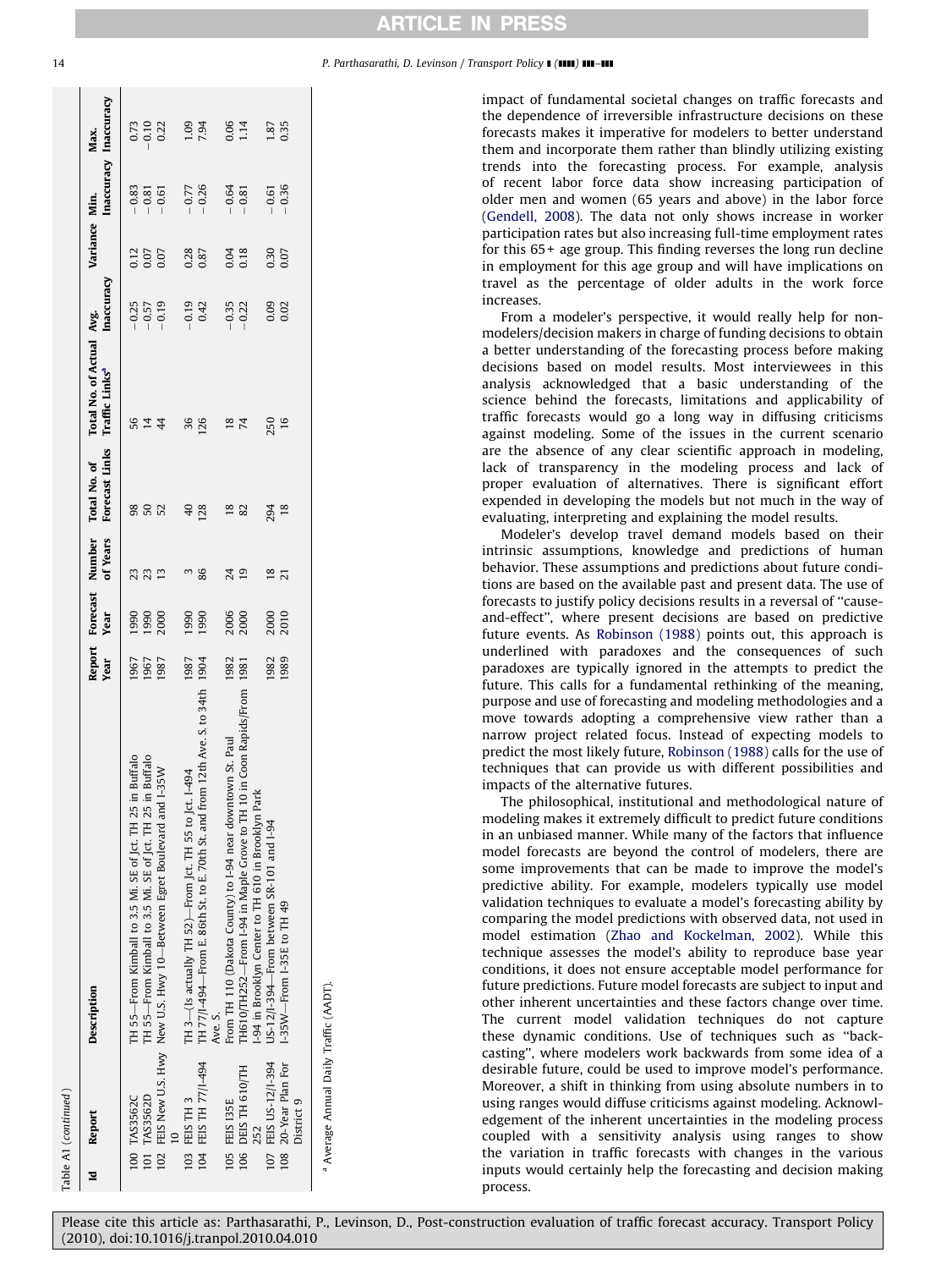Table A1 (continued)

| Id | Report | Description | Report Year | Forecast Year | Number of Years | Total No. of Forecast Links | Total No. of Actual Traffic Links[a] | Avg. Inaccuracy | Variance | Min. Inaccuracy | Max. Inaccuracy |
|---|---|---|---|---|---|---|---|---|---|---|---|
| 100 | TAS3562C | TH 55—From Kimball to 3.5 Mi. SE of Jct. TH 25 in Buffalo | 1967 | 1990 | 23 | 98 | 56 | −0.25 | 0.12 | −0.83 | 0.73 |
| 101 | TAS3562D | TH 55—From Kimball to 3.5 Mi. SE of Jct. TH 25 in Buffalo | 1967 | 1990 | 23 | 50 | 14 | −0.57 | 0.07 | −0.81 | −0.10 |
| 102 | FEIS New U.S. Hwy 10 | New U.S. Hwy 10—Between Egret Boulevard and I-35W | 1987 | 2000 | 13 | 52 | 44 | −0.19 | 0.07 | −0.61 | 0.22 |
| 103 | FEIS TH 3 | TH 3—(Is actually TH 52)—From Jct. TH 55 to Jct. I-494 | 1987 | 1990 | 3 | 40 | 36 | −0.19 | 0.28 | −0.77 | 1.09 |
| 104 | FEIS TH 77/I-494 | TH 77/I-494—From E. 86th St. to E. 70th St. and from 12th Ave. S. to 34th Ave. S. | 1904 | 1990 | 86 | 128 | 126 | 0.42 | 0.87 | −0.26 | 7.94 |
| 105 | FEIS I35E | From TH 110 (Dakota County) to I-94 near downtown St. Paul | 1982 | 2006 | 24 | 18 | 18 | −0.35 | 0.04 | −0.64 | 0.06 |
| 106 | DEIS TH 610/TH 252 | TH610/TH252—From I-94 in Maple Grove to TH 10 in Coon Rapids/From I-94 in Brooklyn Center to TH 610 in Brooklyn Park | 1981 | 2000 | 19 | 82 | 74 | −0.22 | 0.18 | −0.81 | 1.14 |
| 107 | FEIS US-12/I-394 | US-12/I-394—From between SR-101 and I-94 | 1982 | 2000 | 18 | 294 | 250 | 0.09 | 0.30 | −0.61 | 1.87 |
| 108 | 20-Year Plan For District 9 | I-35W—From I-35E to TH 49 | 1989 | 2010 | 21 | 18 | 16 | 0.02 | 0.07 | −0.36 | 0.35 |

[a] Average Annual Daily Traffic (AADT).

impact of fundamental societal changes on traffic forecasts and the dependence of irreversible infrastructure decisions on these forecasts makes it imperative for modelers to better understand them and incorporate them rather than blindly utilizing existing trends into the forecasting process. For example, analysis of recent labor force data show increasing participation of older men and women (65 years and above) in the labor force (Gendell, 2008). The data not only shows increase in worker participation rates but also increasing full-time employment rates for this 65+ age group. This finding reverses the long run decline in employment for this age group and will have implications on travel as the percentage of older adults in the work force increases.

From a modeler's perspective, it would really help for non-modelers/decision makers in charge of funding decisions to obtain a better understanding of the forecasting process before making decisions based on model results. Most interviewees in this analysis acknowledged that a basic understanding of the science behind the forecasts, limitations and applicability of traffic forecasts would go a long way in diffusing criticisms against modeling. Some of the issues in the current scenario are the absence of any clear scientific approach in modeling, lack of transparency in the modeling process and lack of proper evaluation of alternatives. There is significant effort expended in developing the models but not much in the way of evaluating, interpreting and explaining the model results.

Modeler's develop travel demand models based on their intrinsic assumptions, knowledge and predictions of human behavior. These assumptions and predictions about future conditions are based on the available past and present data. The use of forecasts to justify policy decisions results in a reversal of "cause-and-effect", where present decisions are based on predictive future events. As Robinson (1988) points out, this approach is underlined with paradoxes and the consequences of such paradoxes are typically ignored in the attempts to predict the future. This calls for a fundamental rethinking of the meaning, purpose and use of forecasting and modeling methodologies and a move towards adopting a comprehensive view rather than a narrow project related focus. Instead of expecting models to predict the most likely future, Robinson (1988) calls for the use of techniques that can provide us with different possibilities and impacts of the alternative futures.

The philosophical, institutional and methodological nature of modeling makes it extremely difficult to predict future conditions in an unbiased manner. While many of the factors that influence model forecasts are beyond the control of modelers, there are some improvements that can be made to improve the model's predictive ability. For example, modelers typically use model validation techniques to evaluate a model's forecasting ability by comparing the model predictions with observed data, not used in model estimation (Zhao and Kockelman, 2002). While this technique assesses the model's ability to reproduce base year conditions, it does not ensure acceptable model performance for future predictions. Future model forecasts are subject to input and other inherent uncertainties and these factors change over time. The current model validation techniques do not capture these dynamic conditions. Use of techniques such as "back-casting", where modelers work backwards from some idea of a desirable future, could be used to improve model's performance. Moreover, a shift in thinking from using absolute numbers in to using ranges would diffuse criticisms against modeling. Acknowledgement of the inherent uncertainties in the modeling process coupled with a sensitivity analysis using ranges to show the variation in traffic forecasts with changes in the various inputs would certainly help the forecasting and decision making process.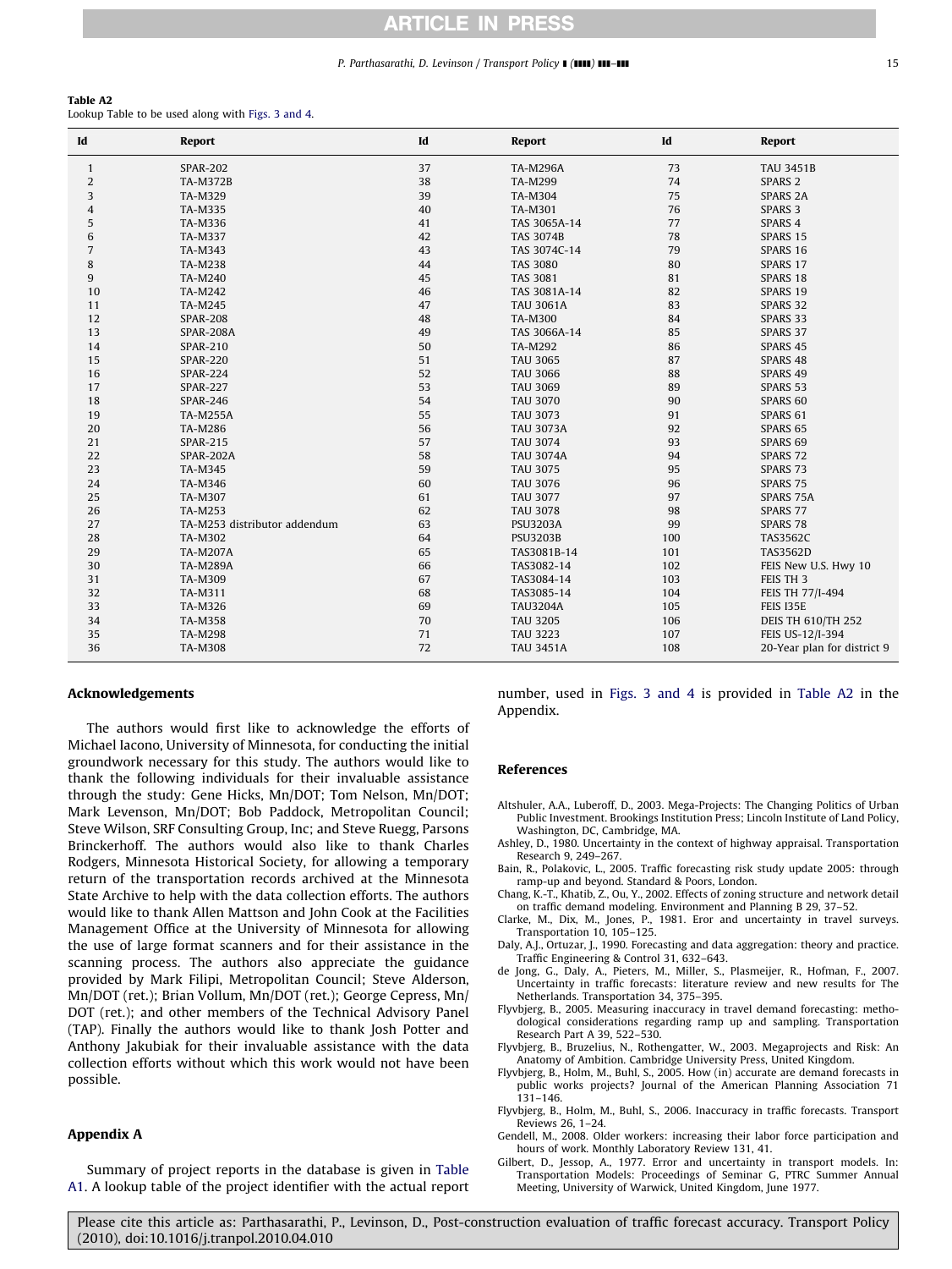**Table A2**
Lookup Table to be used along with Figs. 3 and 4.

| Id | Report | Id | Report | Id | Report |
|---|---|---|---|---|---|
| 1 | SPAR-202 | 37 | TA-M296A | 73 | TAU 3451B |
| 2 | TA-M372B | 38 | TA-M299 | 74 | SPARS 2 |
| 3 | TA-M329 | 39 | TA-M304 | 75 | SPARS 2A |
| 4 | TA-M335 | 40 | TA-M301 | 76 | SPARS 3 |
| 5 | TA-M336 | 41 | TAS 3065A-14 | 77 | SPARS 4 |
| 6 | TA-M337 | 42 | TAS 3074B | 78 | SPARS 15 |
| 7 | TA-M343 | 43 | TAS 3074C-14 | 79 | SPARS 16 |
| 8 | TA-M238 | 44 | TAS 3080 | 80 | SPARS 17 |
| 9 | TA-M240 | 45 | TAS 3081 | 81 | SPARS 18 |
| 10 | TA-M242 | 46 | TAS 3081A-14 | 82 | SPARS 19 |
| 11 | TA-M245 | 47 | TAU 3061A | 83 | SPARS 32 |
| 12 | SPAR-208 | 48 | TA-M300 | 84 | SPARS 33 |
| 13 | SPAR-208A | 49 | TAS 3066A-14 | 85 | SPARS 37 |
| 14 | SPAR-210 | 50 | TA-M292 | 86 | SPARS 45 |
| 15 | SPAR-220 | 51 | TAU 3065 | 87 | SPARS 48 |
| 16 | SPAR-224 | 52 | TAU 3066 | 88 | SPARS 49 |
| 17 | SPAR-227 | 53 | TAU 3069 | 89 | SPARS 53 |
| 18 | SPAR-246 | 54 | TAU 3070 | 90 | SPARS 60 |
| 19 | TA-M255A | 55 | TAU 3073 | 91 | SPARS 61 |
| 20 | TA-M286 | 56 | TAU 3073A | 92 | SPARS 65 |
| 21 | SPAR-215 | 57 | TAU 3074 | 93 | SPARS 69 |
| 22 | SPAR-202A | 58 | TAU 3074A | 94 | SPARS 72 |
| 23 | TA-M345 | 59 | TAU 3075 | 95 | SPARS 73 |
| 24 | TA-M346 | 60 | TAU 3076 | 96 | SPARS 75 |
| 25 | TA-M307 | 61 | TAU 3077 | 97 | SPARS 75A |
| 26 | TA-M253 | 62 | TAU 3078 | 98 | SPARS 77 |
| 27 | TA-M253 distributor addendum | 63 | PSU3203A | 99 | SPARS 78 |
| 28 | TA-M302 | 64 | PSU3203B | 100 | TAS3562C |
| 29 | TA-M207A | 65 | TAS3081B-14 | 101 | TAS3562D |
| 30 | TA-M289A | 66 | TAS3082-14 | 102 | FEIS New U.S. Hwy 10 |
| 31 | TA-M309 | 67 | TAS3084-14 | 103 | FEIS TH 3 |
| 32 | TA-M311 | 68 | TAS3085-14 | 104 | FEIS TH 77/I-494 |
| 33 | TA-M326 | 69 | TAU3204A | 105 | FEIS I35E |
| 34 | TA-M358 | 70 | TAU 3205 | 106 | DEIS TH 610/TH 252 |
| 35 | TA-M298 | 71 | TAU 3223 | 107 | FEIS US-12/I-394 |
| 36 | TA-M308 | 72 | TAU 3451A | 108 | 20-Year plan for district 9 |

## Acknowledgements

The authors would first like to acknowledge the efforts of Michael Iacono, University of Minnesota, for conducting the initial groundwork necessary for this study. The authors would like to thank the following individuals for their invaluable assistance through the study: Gene Hicks, Mn/DOT; Tom Nelson, Mn/DOT; Mark Levenson, Mn/DOT; Bob Paddock, Metropolitan Council; Steve Wilson, SRF Consulting Group, Inc; and Steve Ruegg, Parsons Brinckerhoff. The authors would also like to thank Charles Rodgers, Minnesota Historical Society, for allowing a temporary return of the transportation records archived at the Minnesota State Archive to help with the data collection efforts. The authors would like to thank Allen Mattson and John Cook at the Facilities Management Office at the University of Minnesota for allowing the use of large format scanners and for their assistance in the scanning process. The authors also appreciate the guidance provided by Mark Filipi, Metropolitan Council; Steve Alderson, Mn/DOT (ret.); Brian Vollum, Mn/DOT (ret.); George Cepress, Mn/DOT (ret.); and other members of the Technical Advisory Panel (TAP). Finally the authors would like to thank Josh Potter and Anthony Jakubiak for their invaluable assistance with the data collection efforts without which this work would not have been possible.

## Appendix A

Summary of project reports in the database is given in Table A1. A lookup table of the project identifier with the actual report number, used in Figs. 3 and 4 is provided in Table A2 in the Appendix.

## References

Altshuler, A.A., Luberoff, D., 2003. Mega-Projects: The Changing Politics of Urban Public Investment. Brookings Institution Press; Lincoln Institute of Land Policy, Washington, DC, Cambridge, MA.

Ashley, D., 1980. Uncertainty in the context of highway appraisal. Transportation Research 9, 249–267.

Bain, R., Polakovic, L., 2005. Traffic forecasting risk study update 2005: through ramp-up and beyond. Standard & Poors, London.

Chang, K.-T., Khatib, Z., Ou, Y., 2002. Effects of zoning structure and network detail on traffic demand modeling. Environment and Planning B 29, 37–52.

Clarke, M., Dix, M., Jones, P., 1981. Eror and uncertainty in travel surveys. Transportation 10, 105–125.

Daly, A.J., Ortuzar, J., 1990. Forecasting and data aggregation: theory and practice. Traffic Engineering & Control 31, 632–643.

de Jong, G., Daly, A., Pieters, M., Miller, S., Plasmeijer, R., Hofman, F., 2007. Uncertainty in traffic forecasts: literature review and new results for The Netherlands. Transportation 34, 375–395.

Flyvbjerg, B., 2005. Measuring inaccuracy in travel demand forecasting: methodological considerations regarding ramp up and sampling. Transportation Research Part A 39, 522–530.

Flyvbjerg, B., Bruzelius, N., Rothengatter, W., 2003. Megaprojects and Risk: An Anatomy of Ambition. Cambridge University Press, United Kingdom.

Flyvbjerg, B., Holm, M., Buhl, S., 2005. How (in) accurate are demand forecasts in public works projects? Journal of the American Planning Association 71 131–146.

Flyvbjerg, B., Holm, M., Buhl, S., 2006. Inaccuracy in traffic forecasts. Transport Reviews 26, 1–24.

Gendell, M., 2008. Older workers: increasing their labor force participation and hours of work. Monthly Laboratory Review 131, 41.

Gilbert, D., Jessop, A., 1977. Error and uncertainty in transport models. In: Transportation Models: Proceedings of Seminar G, PTRC Summer Annual Meeting, University of Warwick, United Kingdom, June 1977.

Please cite this article as: Parthasarathi, P., Levinson, D., Post-construction evaluation of traffic forecast accuracy. Transport Policy (2010), doi:10.1016/j.tranpol.2010.04.010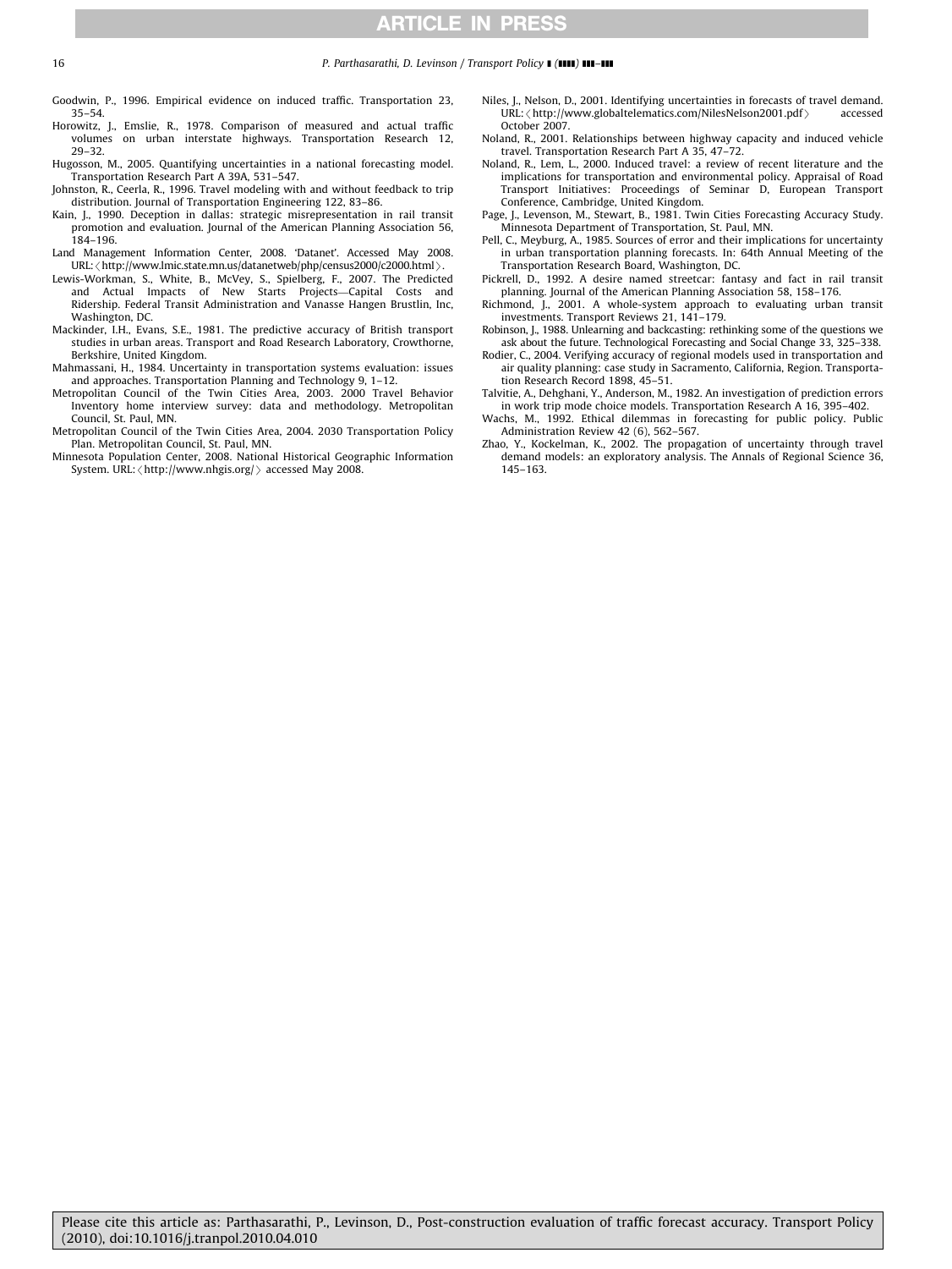Goodwin, P., 1996. Empirical evidence on induced traffic. Transportation 23, 35–54.

Horowitz, J., Emslie, R., 1978. Comparison of measured and actual traffic volumes on urban interstate highways. Transportation Research 12, 29–32.

Hugosson, M., 2005. Quantifying uncertainties in a national forecasting model. Transportation Research Part A 39A, 531–547.

Johnston, R., Ceerla, R., 1996. Travel modeling with and without feedback to trip distribution. Journal of Transportation Engineering 122, 83–86.

Kain, J., 1990. Deception in dallas: strategic misrepresentation in rail transit promotion and evaluation. Journal of the American Planning Association 56, 184–196.

Land Management Information Center, 2008. 'Datanet'. Accessed May 2008. URL:〈http://www.lmic.state.mn.us/datanetweb/php/census2000/c2000.html〉.

Lewis-Workman, S., White, B., McVey, S., Spielberg, F., 2007. The Predicted and Actual Impacts of New Starts Projects—Capital Costs and Ridership. Federal Transit Administration and Vanasse Hangen Brustlin, Inc, Washington, DC.

Mackinder, I.H., Evans, S.E., 1981. The predictive accuracy of British transport studies in urban areas. Transport and Road Research Laboratory, Crowthorne, Berkshire, United Kingdom.

Mahmassani, H., 1984. Uncertainty in transportation systems evaluation: issues and approaches. Transportation Planning and Technology 9, 1–12.

Metropolitan Council of the Twin Cities Area, 2003. 2000 Travel Behavior Inventory home interview survey: data and methodology. Metropolitan Council, St. Paul, MN.

Metropolitan Council of the Twin Cities Area, 2004. 2030 Transportation Policy Plan. Metropolitan Council, St. Paul, MN.

Minnesota Population Center, 2008. National Historical Geographic Information System. URL:〈http://www.nhgis.org/〉 accessed May 2008.

Niles, J., Nelson, D., 2001. Identifying uncertainties in forecasts of travel demand. URL:〈http://www.globaltelematics.com/NilesNelson2001.pdf〉 accessed October 2007.

Noland, R., 2001. Relationships between highway capacity and induced vehicle travel. Transportation Research Part A 35, 47–72.

Noland, R., Lem, L., 2000. Induced travel: a review of recent literature and the implications for transportation and environmental policy. Appraisal of Road Transport Initiatives: Proceedings of Seminar D, European Transport Conference, Cambridge, United Kingdom.

Page, J., Levenson, M., Stewart, B., 1981. Twin Cities Forecasting Accuracy Study. Minnesota Department of Transportation, St. Paul, MN.

Pell, C., Meyburg, A., 1985. Sources of error and their implications for uncertainty in urban transportation planning forecasts. In: 64th Annual Meeting of the Transportation Research Board, Washington, DC.

Pickrell, D., 1992. A desire named streetcar: fantasy and fact in rail transit planning. Journal of the American Planning Association 58, 158–176.

Richmond, J., 2001. A whole-system approach to evaluating urban transit investments. Transport Reviews 21, 141–179.

Robinson, J., 1988. Unlearning and backcasting: rethinking some of the questions we ask about the future. Technological Forecasting and Social Change 33, 325–338.

Rodier, C., 2004. Verifying accuracy of regional models used in transportation and air quality planning: case study in Sacramento, California, Region. Transportation Research Record 1898, 45–51.

Talvitie, A., Dehghani, Y., Anderson, M., 1982. An investigation of prediction errors in work trip mode choice models. Transportation Research A 16, 395–402.

Wachs, M., 1992. Ethical dilemmas in forecasting for public policy. Public Administration Review 42 (6), 562–567.

Zhao, Y., Kockelman, K., 2002. The propagation of uncertainty through travel demand models: an exploratory analysis. The Annals of Regional Science 36, 145–163.

Please cite this article as: Parthasarathi, P., Levinson, D., Post-construction evaluation of traffic forecast accuracy. Transport Policy (2010), doi:10.1016/j.tranpol.2010.04.010